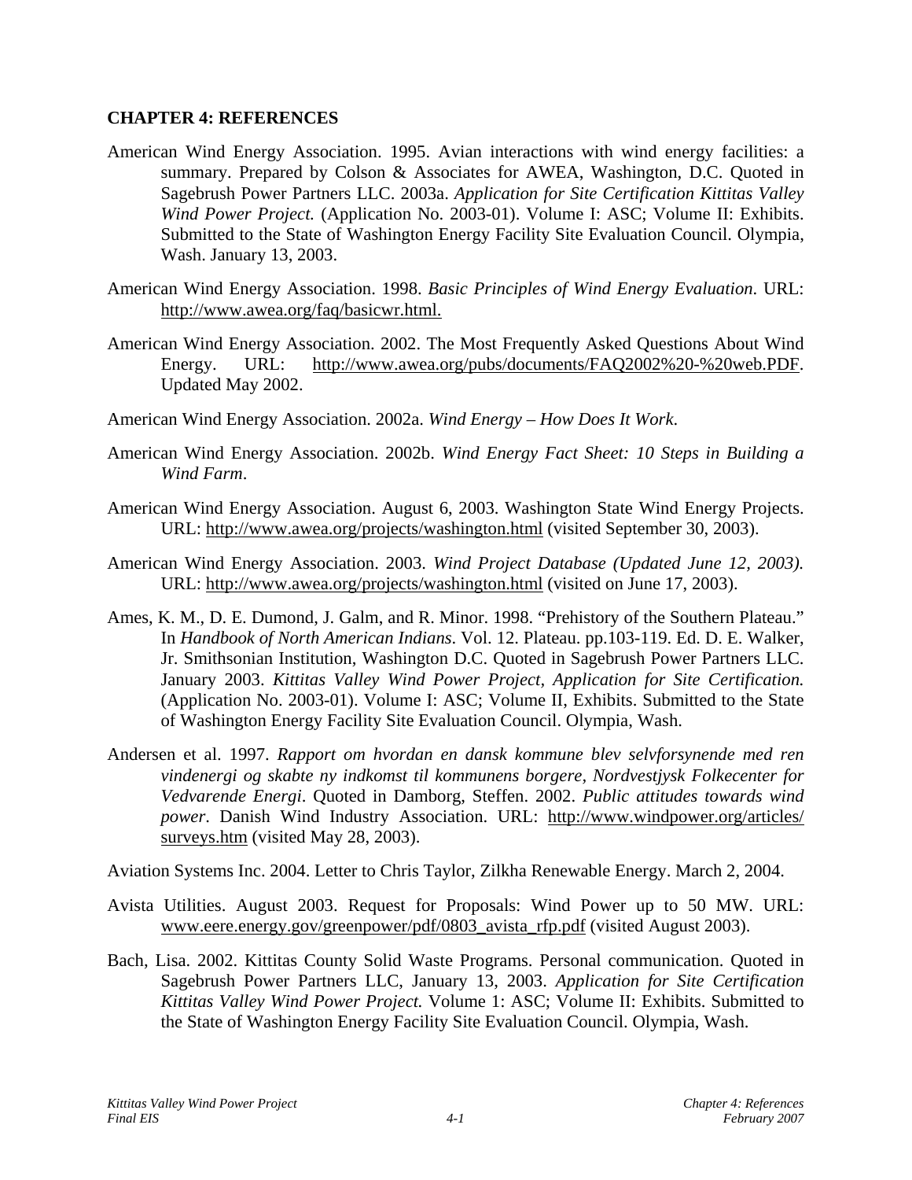# CHAPTER 4: REFERENCES

American Wind Energy Association. 1995. Avian interactions with wind energy facilities: a summary. Prepared by Colson & Associates for AWEA, Washington, D.C. Quoted in Sagebrush Power Partners LLC. 2003a. *Application for Site Certification Kittitas Valley Wind Power Project.* (Application No. 2003-01). Volume I: ASC; Volume II: Exhibits. Submitted to the State of Washington Energy Facility Site Evaluation Council. Olympia, Wash. January 13, 2003.

American Wind Energy Association. 1998. *Basic Principles of Wind Energy Evaluation*. URL: http://www.awea.org/faq/basicwr.html.

American Wind Energy Association. 2002. The Most Frequently Asked Questions About Wind Energy. URL: http://www.awea.org/pubs/documents/FAQ2002%20-%20web.PDF. Updated May 2002.

American Wind Energy Association. 2002a. *Wind Energy – How Does It Work*.

American Wind Energy Association. 2002b. *Wind Energy Fact Sheet: 10 Steps in Building a Wind Farm*.

American Wind Energy Association. August 6, 2003. Washington State Wind Energy Projects. URL: http://www.awea.org/projects/washington.html (visited September 30, 2003).

American Wind Energy Association. 2003. *Wind Project Database (Updated June 12, 2003).* URL: http://www.awea.org/projects/washington.html (visited on June 17, 2003).

Ames, K. M., D. E. Dumond, J. Galm, and R. Minor. 1998. "Prehistory of the Southern Plateau." In *Handbook of North American Indians*. Vol. 12. Plateau. pp.103-119. Ed. D. E. Walker, Jr. Smithsonian Institution, Washington D.C. Quoted in Sagebrush Power Partners LLC. January 2003. *Kittitas Valley Wind Power Project, Application for Site Certification.* (Application No. 2003-01). Volume I: ASC; Volume II, Exhibits. Submitted to the State of Washington Energy Facility Site Evaluation Council. Olympia, Wash.

Andersen et al. 1997. *Rapport om hvordan en dansk kommune blev selvforsynende med ren vindenergi og skabte ny indkomst til kommunens borgere, Nordvestjysk Folkecenter for Vedvarende Energi*. Quoted in Damborg, Steffen. 2002. *Public attitudes towards wind power*. Danish Wind Industry Association. URL: http://www.windpower.org/articles/surveys.htm (visited May 28, 2003).

Aviation Systems Inc. 2004. Letter to Chris Taylor, Zilkha Renewable Energy. March 2, 2004.

Avista Utilities. August 2003. Request for Proposals: Wind Power up to 50 MW. URL: www.eere.energy.gov/greenpower/pdf/0803_avista_rfp.pdf (visited August 2003).

Bach, Lisa. 2002. Kittitas County Solid Waste Programs. Personal communication. Quoted in Sagebrush Power Partners LLC, January 13, 2003. *Application for Site Certification Kittitas Valley Wind Power Project.* Volume 1: ASC; Volume II: Exhibits. Submitted to the State of Washington Energy Facility Site Evaluation Council. Olympia, Wash.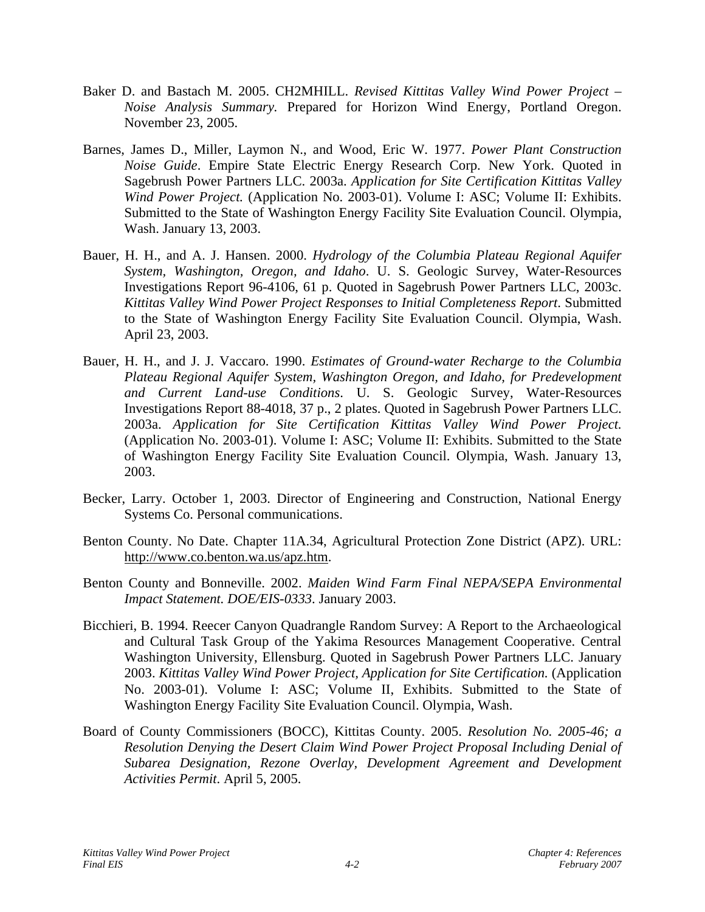Baker D. and Bastach M. 2005. CH2MHILL. *Revised Kittitas Valley Wind Power Project – Noise Analysis Summary.* Prepared for Horizon Wind Energy, Portland Oregon. November 23, 2005.

Barnes, James D., Miller, Laymon N., and Wood, Eric W. 1977. *Power Plant Construction Noise Guide*. Empire State Electric Energy Research Corp. New York. Quoted in Sagebrush Power Partners LLC. 2003a. *Application for Site Certification Kittitas Valley Wind Power Project.* (Application No. 2003-01). Volume I: ASC; Volume II: Exhibits. Submitted to the State of Washington Energy Facility Site Evaluation Council. Olympia, Wash. January 13, 2003.

Bauer, H. H., and A. J. Hansen. 2000. *Hydrology of the Columbia Plateau Regional Aquifer System, Washington, Oregon, and Idaho*. U. S. Geologic Survey, Water-Resources Investigations Report 96-4106, 61 p. Quoted in Sagebrush Power Partners LLC, 2003c. *Kittitas Valley Wind Power Project Responses to Initial Completeness Report*. Submitted to the State of Washington Energy Facility Site Evaluation Council. Olympia, Wash. April 23, 2003.

Bauer, H. H., and J. J. Vaccaro. 1990. *Estimates of Ground-water Recharge to the Columbia Plateau Regional Aquifer System, Washington Oregon, and Idaho, for Predevelopment and Current Land-use Conditions*. U. S. Geologic Survey, Water-Resources Investigations Report 88-4018, 37 p., 2 plates. Quoted in Sagebrush Power Partners LLC. 2003a. *Application for Site Certification Kittitas Valley Wind Power Project.* (Application No. 2003-01). Volume I: ASC; Volume II: Exhibits. Submitted to the State of Washington Energy Facility Site Evaluation Council. Olympia, Wash. January 13, 2003.

Becker, Larry. October 1, 2003. Director of Engineering and Construction, National Energy Systems Co. Personal communications.

Benton County. No Date. Chapter 11A.34, Agricultural Protection Zone District (APZ). URL: http://www.co.benton.wa.us/apz.htm.

Benton County and Bonneville. 2002. *Maiden Wind Farm Final NEPA/SEPA Environmental Impact Statement. DOE/EIS-0333*. January 2003.

Bicchieri, B. 1994. Reecer Canyon Quadrangle Random Survey: A Report to the Archaeological and Cultural Task Group of the Yakima Resources Management Cooperative. Central Washington University, Ellensburg. Quoted in Sagebrush Power Partners LLC. January 2003. *Kittitas Valley Wind Power Project, Application for Site Certification.* (Application No. 2003-01). Volume I: ASC; Volume II, Exhibits. Submitted to the State of Washington Energy Facility Site Evaluation Council. Olympia, Wash.

Board of County Commissioners (BOCC), Kittitas County. 2005. *Resolution No. 2005-46; a Resolution Denying the Desert Claim Wind Power Project Proposal Including Denial of Subarea Designation, Rezone Overlay, Development Agreement and Development Activities Permit*. April 5, 2005.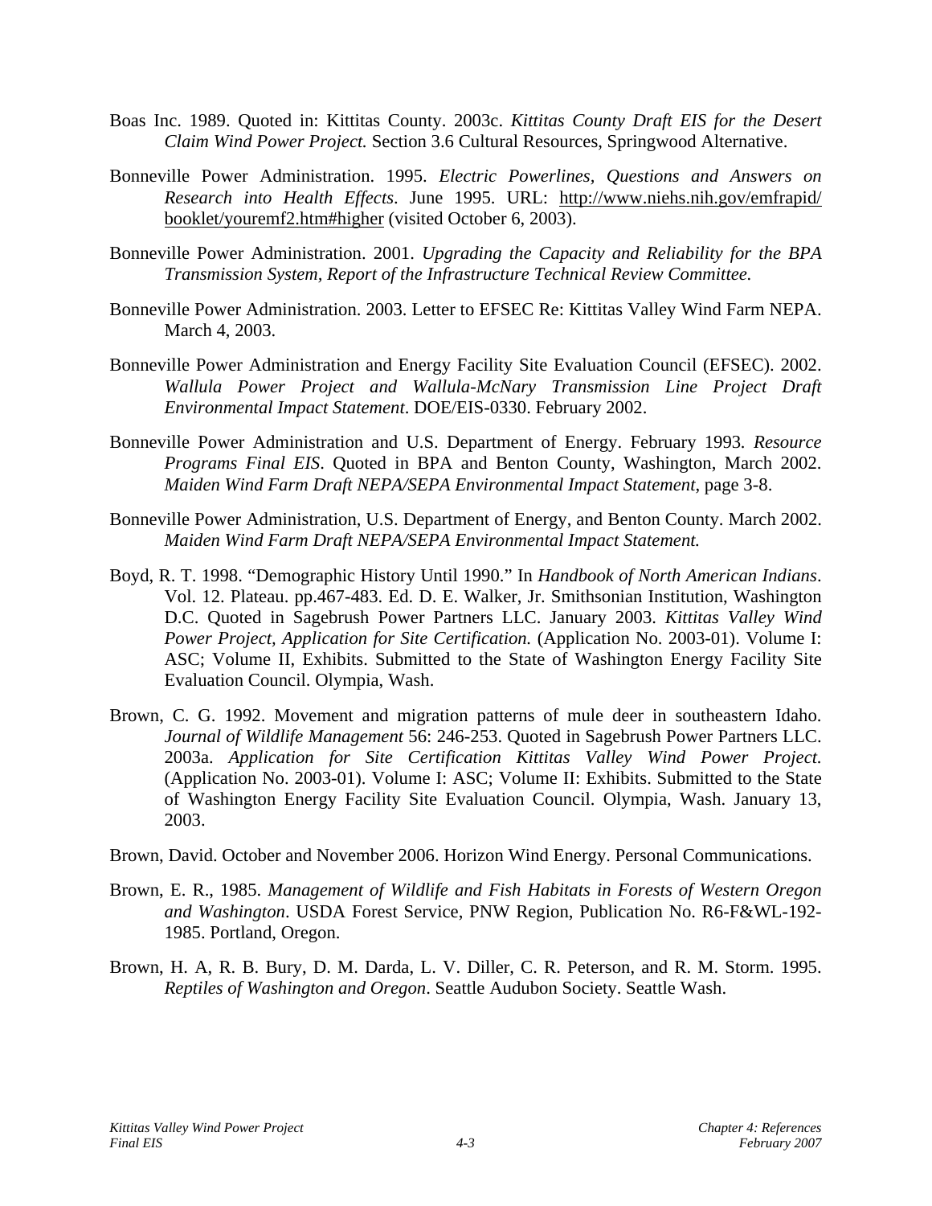Boas Inc. 1989. Quoted in: Kittitas County. 2003c. *Kittitas County Draft EIS for the Desert Claim Wind Power Project.* Section 3.6 Cultural Resources, Springwood Alternative.

Bonneville Power Administration. 1995. *Electric Powerlines, Questions and Answers on Research into Health Effects*. June 1995. URL: http://www.niehs.nih.gov/emfrapid/booklet/youremf2.htm#higher (visited October 6, 2003).

Bonneville Power Administration. 2001. *Upgrading the Capacity and Reliability for the BPA Transmission System, Report of the Infrastructure Technical Review Committee.*

Bonneville Power Administration. 2003. Letter to EFSEC Re: Kittitas Valley Wind Farm NEPA. March 4, 2003.

Bonneville Power Administration and Energy Facility Site Evaluation Council (EFSEC). 2002. *Wallula Power Project and Wallula-McNary Transmission Line Project Draft Environmental Impact Statement*. DOE/EIS-0330. February 2002.

Bonneville Power Administration and U.S. Department of Energy. February 1993*. Resource Programs Final EIS*. Quoted in BPA and Benton County, Washington, March 2002. *Maiden Wind Farm Draft NEPA/SEPA Environmental Impact Statement*, page 3-8.

Bonneville Power Administration, U.S. Department of Energy, and Benton County. March 2002. *Maiden Wind Farm Draft NEPA/SEPA Environmental Impact Statement.*

Boyd, R. T. 1998. "Demographic History Until 1990." In *Handbook of North American Indians*. Vol. 12. Plateau. pp.467-483. Ed. D. E. Walker, Jr. Smithsonian Institution, Washington D.C. Quoted in Sagebrush Power Partners LLC. January 2003. *Kittitas Valley Wind Power Project, Application for Site Certification.* (Application No. 2003-01). Volume I: ASC; Volume II, Exhibits. Submitted to the State of Washington Energy Facility Site Evaluation Council. Olympia, Wash.

Brown, C. G. 1992. Movement and migration patterns of mule deer in southeastern Idaho. *Journal of Wildlife Management* 56: 246-253. Quoted in Sagebrush Power Partners LLC. 2003a. *Application for Site Certification Kittitas Valley Wind Power Project.* (Application No. 2003-01). Volume I: ASC; Volume II: Exhibits. Submitted to the State of Washington Energy Facility Site Evaluation Council. Olympia, Wash. January 13, 2003.

Brown, David. October and November 2006. Horizon Wind Energy. Personal Communications.

Brown, E. R., 1985. *Management of Wildlife and Fish Habitats in Forests of Western Oregon and Washington*. USDA Forest Service, PNW Region, Publication No. R6-F&WL-192-1985. Portland, Oregon.

Brown, H. A, R. B. Bury, D. M. Darda, L. V. Diller, C. R. Peterson, and R. M. Storm. 1995. *Reptiles of Washington and Oregon*. Seattle Audubon Society. Seattle Wash.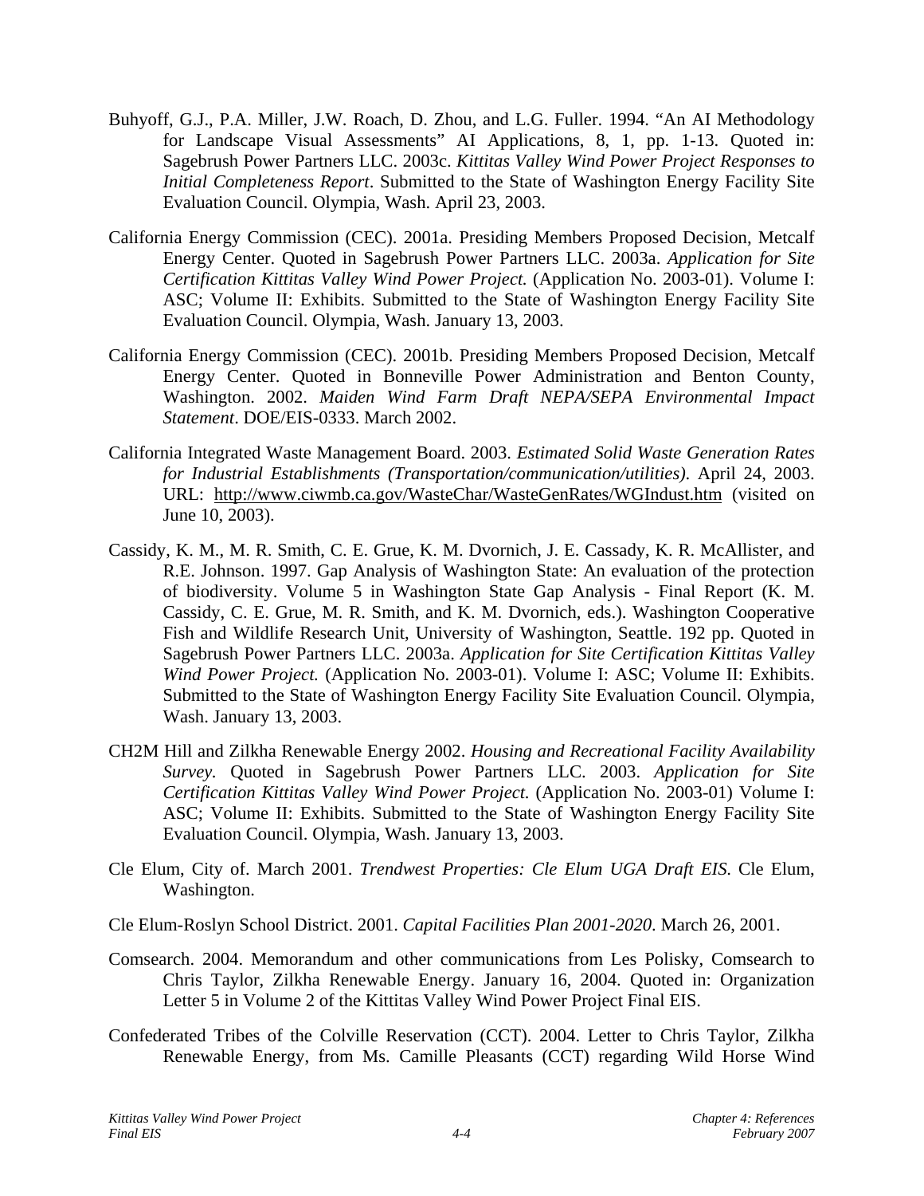Buhyoff, G.J., P.A. Miller, J.W. Roach, D. Zhou, and L.G. Fuller. 1994. "An AI Methodology for Landscape Visual Assessments" AI Applications, 8, 1, pp. 1-13. Quoted in: Sagebrush Power Partners LLC. 2003c. *Kittitas Valley Wind Power Project Responses to Initial Completeness Report*. Submitted to the State of Washington Energy Facility Site Evaluation Council. Olympia, Wash. April 23, 2003.

California Energy Commission (CEC). 2001a. Presiding Members Proposed Decision, Metcalf Energy Center. Quoted in Sagebrush Power Partners LLC. 2003a. *Application for Site Certification Kittitas Valley Wind Power Project.* (Application No. 2003-01). Volume I: ASC; Volume II: Exhibits. Submitted to the State of Washington Energy Facility Site Evaluation Council. Olympia, Wash. January 13, 2003.

California Energy Commission (CEC). 2001b. Presiding Members Proposed Decision, Metcalf Energy Center. Quoted in Bonneville Power Administration and Benton County, Washington. 2002. *Maiden Wind Farm Draft NEPA/SEPA Environmental Impact Statement*. DOE/EIS-0333. March 2002.

California Integrated Waste Management Board. 2003. *Estimated Solid Waste Generation Rates for Industrial Establishments (Transportation/communication/utilities)*. April 24, 2003. URL: http://www.ciwmb.ca.gov/WasteChar/WasteGenRates/WGIndust.htm (visited on June 10, 2003).

Cassidy, K. M., M. R. Smith, C. E. Grue, K. M. Dvornich, J. E. Cassady, K. R. McAllister, and R.E. Johnson. 1997. Gap Analysis of Washington State: An evaluation of the protection of biodiversity. Volume 5 in Washington State Gap Analysis - Final Report (K. M. Cassidy, C. E. Grue, M. R. Smith, and K. M. Dvornich, eds.). Washington Cooperative Fish and Wildlife Research Unit, University of Washington, Seattle. 192 pp. Quoted in Sagebrush Power Partners LLC. 2003a. *Application for Site Certification Kittitas Valley Wind Power Project.* (Application No. 2003-01). Volume I: ASC; Volume II: Exhibits. Submitted to the State of Washington Energy Facility Site Evaluation Council. Olympia, Wash. January 13, 2003.

CH2M Hill and Zilkha Renewable Energy 2002. *Housing and Recreational Facility Availability Survey.* Quoted in Sagebrush Power Partners LLC. 2003. *Application for Site Certification Kittitas Valley Wind Power Project.* (Application No. 2003-01) Volume I: ASC; Volume II: Exhibits. Submitted to the State of Washington Energy Facility Site Evaluation Council. Olympia, Wash. January 13, 2003.

Cle Elum, City of. March 2001. *Trendwest Properties: Cle Elum UGA Draft EIS.* Cle Elum, Washington.

Cle Elum-Roslyn School District. 2001. *Capital Facilities Plan 2001-2020*. March 26, 2001.

Comsearch. 2004. Memorandum and other communications from Les Polisky, Comsearch to Chris Taylor, Zilkha Renewable Energy. January 16, 2004. Quoted in: Organization Letter 5 in Volume 2 of the Kittitas Valley Wind Power Project Final EIS.

Confederated Tribes of the Colville Reservation (CCT). 2004. Letter to Chris Taylor, Zilkha Renewable Energy, from Ms. Camille Pleasants (CCT) regarding Wild Horse Wind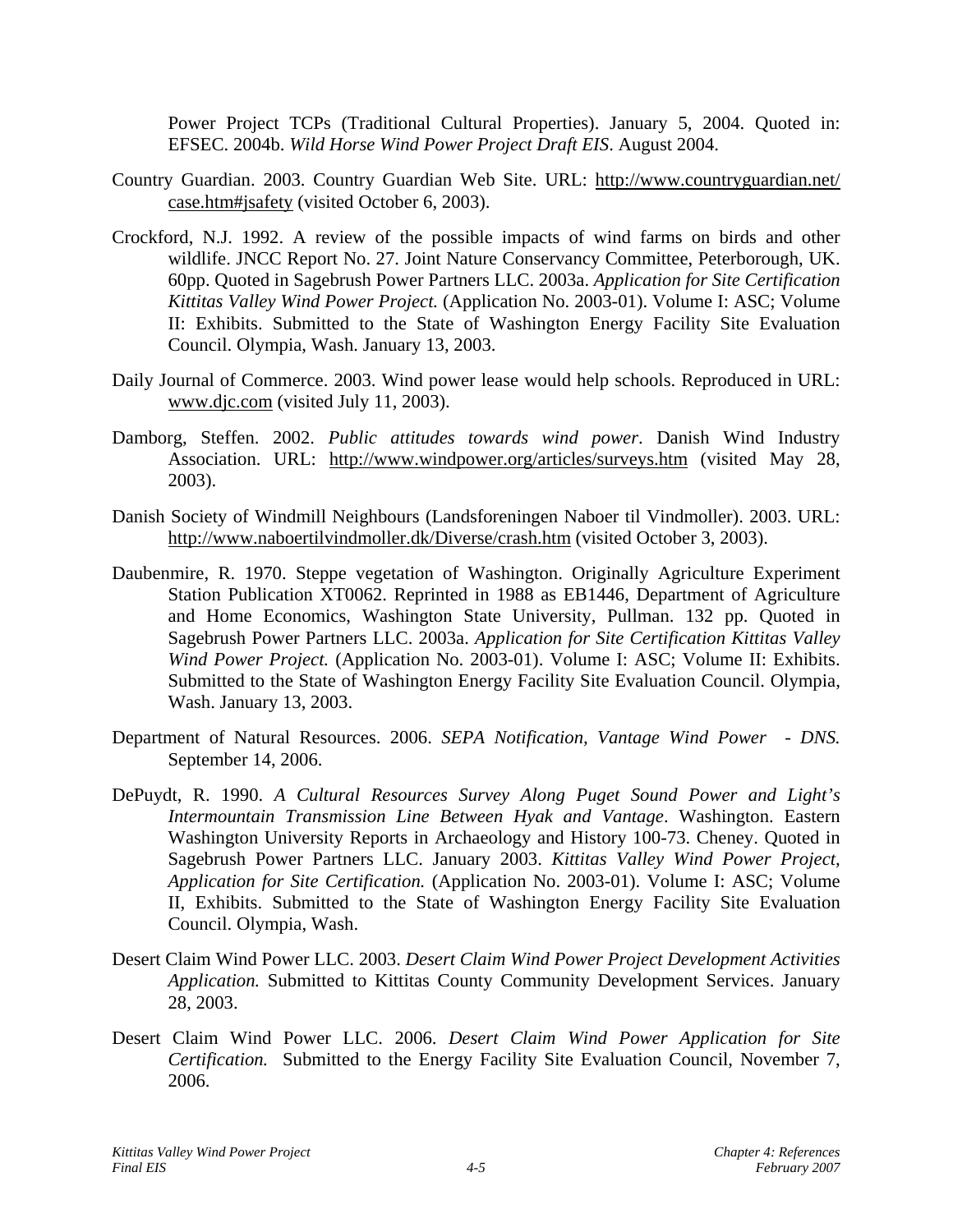Power Project TCPs (Traditional Cultural Properties). January 5, 2004. Quoted in: EFSEC. 2004b. *Wild Horse Wind Power Project Draft EIS*. August 2004.

Country Guardian. 2003. Country Guardian Web Site. URL: http://www.countryguardian.net/case.htm#jsafety (visited October 6, 2003).

Crockford, N.J. 1992. A review of the possible impacts of wind farms on birds and other wildlife. JNCC Report No. 27. Joint Nature Conservancy Committee, Peterborough, UK. 60pp. Quoted in Sagebrush Power Partners LLC. 2003a. *Application for Site Certification Kittitas Valley Wind Power Project.* (Application No. 2003-01). Volume I: ASC; Volume II: Exhibits. Submitted to the State of Washington Energy Facility Site Evaluation Council. Olympia, Wash. January 13, 2003.

Daily Journal of Commerce. 2003. Wind power lease would help schools. Reproduced in URL: www.djc.com (visited July 11, 2003).

Damborg, Steffen. 2002. *Public attitudes towards wind power*. Danish Wind Industry Association. URL: http://www.windpower.org/articles/surveys.htm (visited May 28, 2003).

Danish Society of Windmill Neighbours (Landsforeningen Naboer til Vindmoller). 2003. URL: http://www.naboertilvindmoller.dk/Diverse/crash.htm (visited October 3, 2003).

Daubenmire, R. 1970. Steppe vegetation of Washington. Originally Agriculture Experiment Station Publication XT0062. Reprinted in 1988 as EB1446, Department of Agriculture and Home Economics, Washington State University, Pullman. 132 pp. Quoted in Sagebrush Power Partners LLC. 2003a. *Application for Site Certification Kittitas Valley Wind Power Project.* (Application No. 2003-01). Volume I: ASC; Volume II: Exhibits. Submitted to the State of Washington Energy Facility Site Evaluation Council. Olympia, Wash. January 13, 2003.

Department of Natural Resources. 2006. *SEPA Notification, Vantage Wind Power - DNS.* September 14, 2006.

DePuydt, R. 1990. *A Cultural Resources Survey Along Puget Sound Power and Light's Intermountain Transmission Line Between Hyak and Vantage*. Washington. Eastern Washington University Reports in Archaeology and History 100-73. Cheney. Quoted in Sagebrush Power Partners LLC. January 2003. *Kittitas Valley Wind Power Project, Application for Site Certification.* (Application No. 2003-01). Volume I: ASC; Volume II, Exhibits. Submitted to the State of Washington Energy Facility Site Evaluation Council. Olympia, Wash.

Desert Claim Wind Power LLC. 2003. *Desert Claim Wind Power Project Development Activities Application.* Submitted to Kittitas County Community Development Services. January 28, 2003.

Desert Claim Wind Power LLC. 2006. *Desert Claim Wind Power Application for Site Certification.* Submitted to the Energy Facility Site Evaluation Council, November 7, 2006.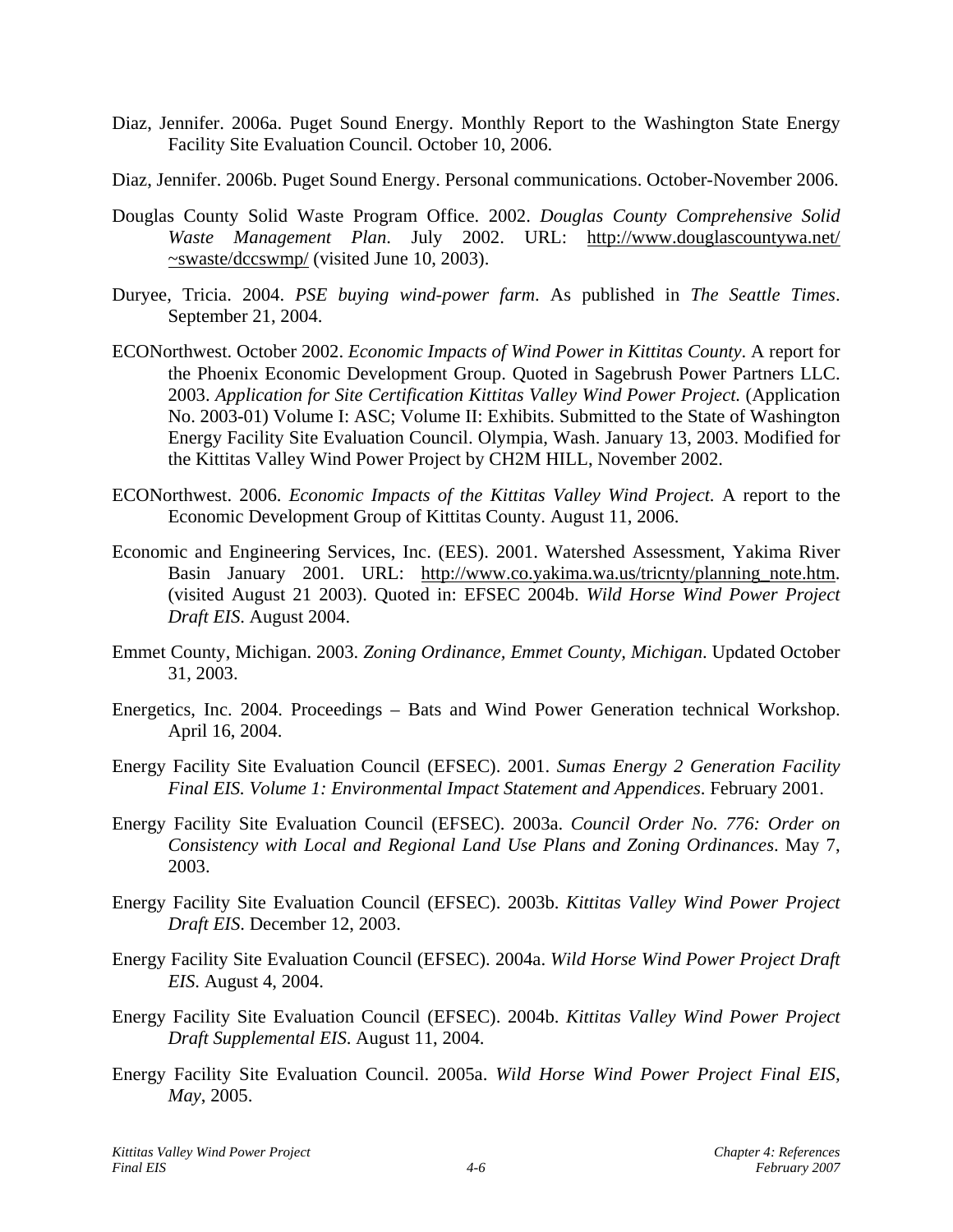Diaz, Jennifer. 2006a. Puget Sound Energy. Monthly Report to the Washington State Energy Facility Site Evaluation Council. October 10, 2006.

Diaz, Jennifer. 2006b. Puget Sound Energy. Personal communications. October-November 2006.

Douglas County Solid Waste Program Office. 2002. *Douglas County Comprehensive Solid Waste Management Plan*. July 2002. URL: http://www.douglascountywa.net/~swaste/dccswmp/ (visited June 10, 2003).

Duryee, Tricia. 2004. *PSE buying wind-power farm*. As published in *The Seattle Times*. September 21, 2004.

ECONorthwest. October 2002. *Economic Impacts of Wind Power in Kittitas County*. A report for the Phoenix Economic Development Group. Quoted in Sagebrush Power Partners LLC. 2003. *Application for Site Certification Kittitas Valley Wind Power Project.* (Application No. 2003-01) Volume I: ASC; Volume II: Exhibits. Submitted to the State of Washington Energy Facility Site Evaluation Council. Olympia, Wash. January 13, 2003. Modified for the Kittitas Valley Wind Power Project by CH2M HILL, November 2002.

ECONorthwest. 2006. *Economic Impacts of the Kittitas Valley Wind Project*. A report to the Economic Development Group of Kittitas County. August 11, 2006.

Economic and Engineering Services, Inc. (EES). 2001. Watershed Assessment, Yakima River Basin January 2001. URL: http://www.co.yakima.wa.us/tricnty/planning_note.htm. (visited August 21 2003). Quoted in: EFSEC 2004b. *Wild Horse Wind Power Project Draft EIS*. August 2004.

Emmet County, Michigan. 2003. *Zoning Ordinance, Emmet County, Michigan*. Updated October 31, 2003.

Energetics, Inc. 2004. Proceedings – Bats and Wind Power Generation technical Workshop. April 16, 2004.

Energy Facility Site Evaluation Council (EFSEC). 2001. *Sumas Energy 2 Generation Facility Final EIS. Volume 1: Environmental Impact Statement and Appendices*. February 2001.

Energy Facility Site Evaluation Council (EFSEC). 2003a. *Council Order No. 776: Order on Consistency with Local and Regional Land Use Plans and Zoning Ordinances*. May 7, 2003.

Energy Facility Site Evaluation Council (EFSEC). 2003b. *Kittitas Valley Wind Power Project Draft EIS*. December 12, 2003.

Energy Facility Site Evaluation Council (EFSEC). 2004a. *Wild Horse Wind Power Project Draft EIS*. August 4, 2004.

Energy Facility Site Evaluation Council (EFSEC). 2004b. *Kittitas Valley Wind Power Project Draft Supplemental EIS*. August 11, 2004.

Energy Facility Site Evaluation Council. 2005a. *Wild Horse Wind Power Project Final EIS, May*, 2005.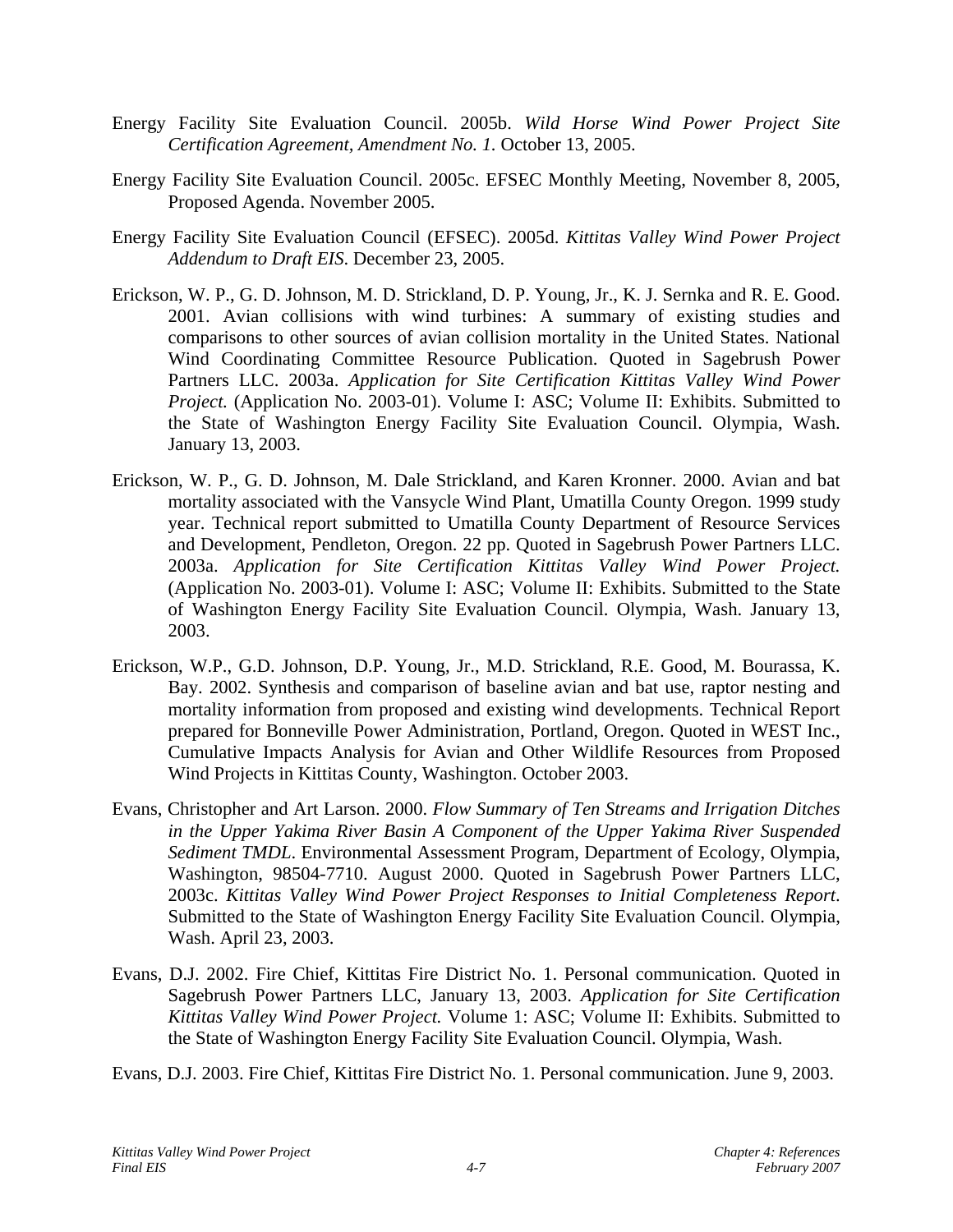Energy Facility Site Evaluation Council. 2005b. *Wild Horse Wind Power Project Site Certification Agreement, Amendment No. 1*. October 13, 2005.

Energy Facility Site Evaluation Council. 2005c. EFSEC Monthly Meeting, November 8, 2005, Proposed Agenda. November 2005.

Energy Facility Site Evaluation Council (EFSEC). 2005d. *Kittitas Valley Wind Power Project Addendum to Draft EIS*. December 23, 2005.

Erickson, W. P., G. D. Johnson, M. D. Strickland, D. P. Young, Jr., K. J. Sernka and R. E. Good. 2001. Avian collisions with wind turbines: A summary of existing studies and comparisons to other sources of avian collision mortality in the United States. National Wind Coordinating Committee Resource Publication. Quoted in Sagebrush Power Partners LLC. 2003a. *Application for Site Certification Kittitas Valley Wind Power Project.* (Application No. 2003-01). Volume I: ASC; Volume II: Exhibits. Submitted to the State of Washington Energy Facility Site Evaluation Council. Olympia, Wash. January 13, 2003.

Erickson, W. P., G. D. Johnson, M. Dale Strickland, and Karen Kronner. 2000. Avian and bat mortality associated with the Vansycle Wind Plant, Umatilla County Oregon. 1999 study year. Technical report submitted to Umatilla County Department of Resource Services and Development, Pendleton, Oregon. 22 pp. Quoted in Sagebrush Power Partners LLC. 2003a. *Application for Site Certification Kittitas Valley Wind Power Project.* (Application No. 2003-01). Volume I: ASC; Volume II: Exhibits. Submitted to the State of Washington Energy Facility Site Evaluation Council. Olympia, Wash. January 13, 2003.

Erickson, W.P., G.D. Johnson, D.P. Young, Jr., M.D. Strickland, R.E. Good, M. Bourassa, K. Bay. 2002. Synthesis and comparison of baseline avian and bat use, raptor nesting and mortality information from proposed and existing wind developments. Technical Report prepared for Bonneville Power Administration, Portland, Oregon. Quoted in WEST Inc., Cumulative Impacts Analysis for Avian and Other Wildlife Resources from Proposed Wind Projects in Kittitas County, Washington. October 2003.

Evans, Christopher and Art Larson. 2000. *Flow Summary of Ten Streams and Irrigation Ditches in the Upper Yakima River Basin A Component of the Upper Yakima River Suspended Sediment TMDL*. Environmental Assessment Program, Department of Ecology, Olympia, Washington, 98504-7710. August 2000. Quoted in Sagebrush Power Partners LLC, 2003c. *Kittitas Valley Wind Power Project Responses to Initial Completeness Report*. Submitted to the State of Washington Energy Facility Site Evaluation Council. Olympia, Wash. April 23, 2003.

Evans, D.J. 2002. Fire Chief, Kittitas Fire District No. 1. Personal communication. Quoted in Sagebrush Power Partners LLC, January 13, 2003. *Application for Site Certification Kittitas Valley Wind Power Project.* Volume 1: ASC; Volume II: Exhibits. Submitted to the State of Washington Energy Facility Site Evaluation Council. Olympia, Wash.

Evans, D.J. 2003. Fire Chief, Kittitas Fire District No. 1. Personal communication. June 9, 2003.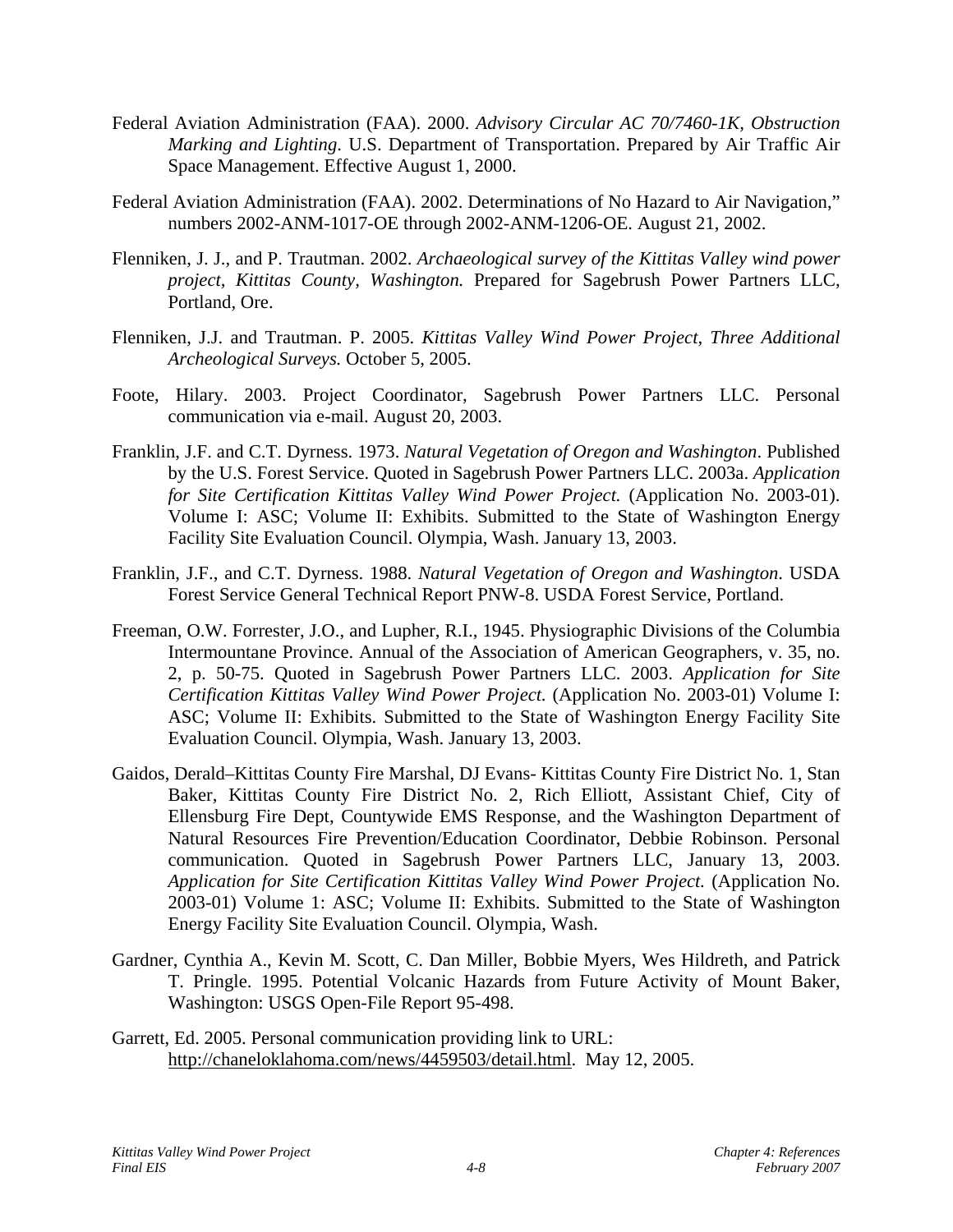Federal Aviation Administration (FAA). 2000. *Advisory Circular AC 70/7460-1K, Obstruction Marking and Lighting*. U.S. Department of Transportation. Prepared by Air Traffic Air Space Management. Effective August 1, 2000.

Federal Aviation Administration (FAA). 2002. Determinations of No Hazard to Air Navigation," numbers 2002-ANM-1017-OE through 2002-ANM-1206-OE. August 21, 2002.

Flenniken, J. J., and P. Trautman. 2002. *Archaeological survey of the Kittitas Valley wind power project, Kittitas County, Washington.* Prepared for Sagebrush Power Partners LLC, Portland, Ore.

Flenniken, J.J. and Trautman. P. 2005. *Kittitas Valley Wind Power Project, Three Additional Archeological Surveys.* October 5, 2005.

Foote, Hilary. 2003. Project Coordinator, Sagebrush Power Partners LLC. Personal communication via e-mail. August 20, 2003.

Franklin, J.F. and C.T. Dyrness. 1973. *Natural Vegetation of Oregon and Washington*. Published by the U.S. Forest Service. Quoted in Sagebrush Power Partners LLC. 2003a. *Application for Site Certification Kittitas Valley Wind Power Project.* (Application No. 2003-01). Volume I: ASC; Volume II: Exhibits. Submitted to the State of Washington Energy Facility Site Evaluation Council. Olympia, Wash. January 13, 2003.

Franklin, J.F., and C.T. Dyrness. 1988. *Natural Vegetation of Oregon and Washington*. USDA Forest Service General Technical Report PNW-8. USDA Forest Service, Portland.

Freeman, O.W. Forrester, J.O., and Lupher, R.I., 1945. Physiographic Divisions of the Columbia Intermountane Province. Annual of the Association of American Geographers, v. 35, no. 2, p. 50-75. Quoted in Sagebrush Power Partners LLC. 2003. *Application for Site Certification Kittitas Valley Wind Power Project.* (Application No. 2003-01) Volume I: ASC; Volume II: Exhibits. Submitted to the State of Washington Energy Facility Site Evaluation Council. Olympia, Wash. January 13, 2003.

Gaidos, Derald–Kittitas County Fire Marshal, DJ Evans- Kittitas County Fire District No. 1, Stan Baker, Kittitas County Fire District No. 2, Rich Elliott, Assistant Chief, City of Ellensburg Fire Dept, Countywide EMS Response, and the Washington Department of Natural Resources Fire Prevention/Education Coordinator, Debbie Robinson. Personal communication. Quoted in Sagebrush Power Partners LLC, January 13, 2003. *Application for Site Certification Kittitas Valley Wind Power Project.* (Application No. 2003-01) Volume 1: ASC; Volume II: Exhibits. Submitted to the State of Washington Energy Facility Site Evaluation Council. Olympia, Wash.

Gardner, Cynthia A., Kevin M. Scott, C. Dan Miller, Bobbie Myers, Wes Hildreth, and Patrick T. Pringle. 1995. Potential Volcanic Hazards from Future Activity of Mount Baker, Washington: USGS Open-File Report 95-498.

Garrett, Ed. 2005. Personal communication providing link to URL: http://chaneloklahoma.com/news/4459503/detail.html. May 12, 2005.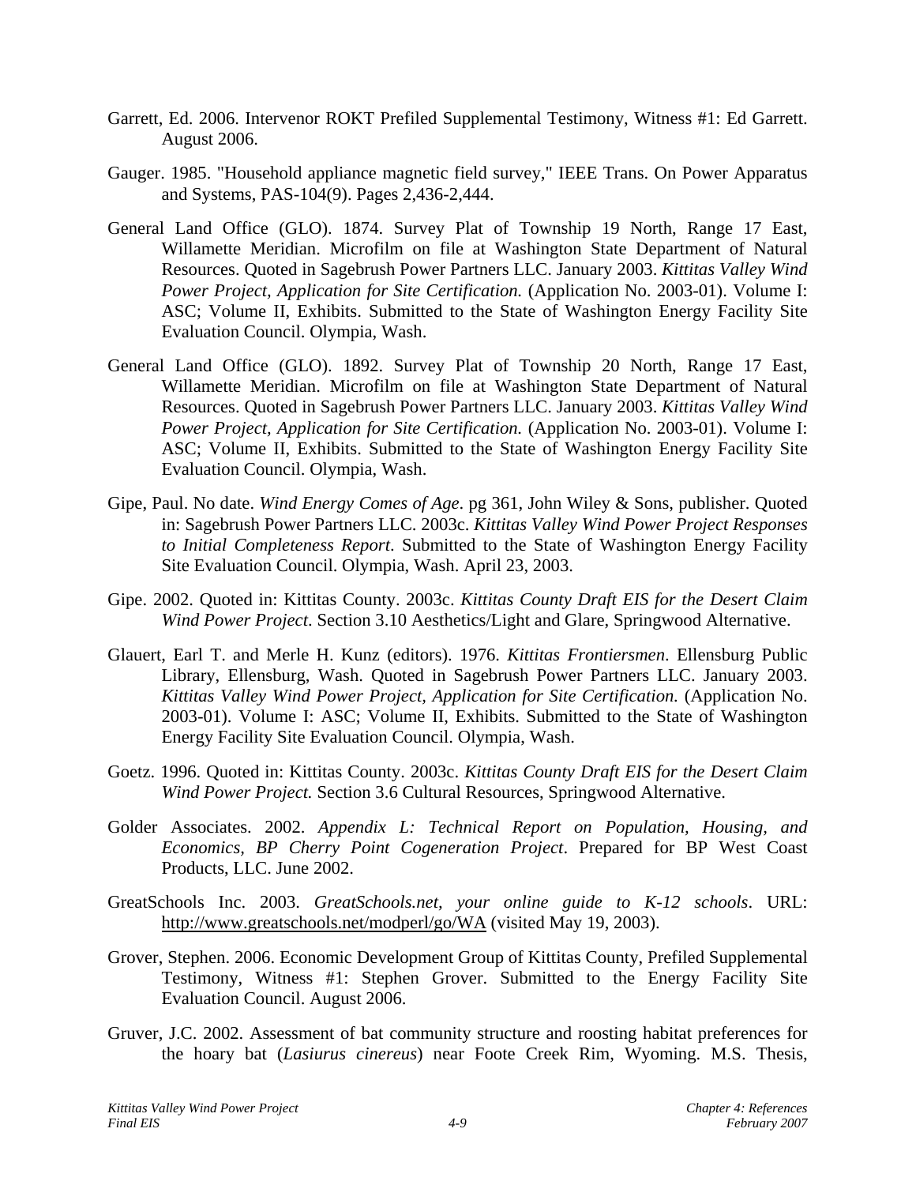Garrett, Ed. 2006. Intervenor ROKT Prefiled Supplemental Testimony, Witness #1: Ed Garrett. August 2006.

Gauger. 1985. "Household appliance magnetic field survey," IEEE Trans. On Power Apparatus and Systems, PAS-104(9). Pages 2,436-2,444.

General Land Office (GLO). 1874. Survey Plat of Township 19 North, Range 17 East, Willamette Meridian. Microfilm on file at Washington State Department of Natural Resources. Quoted in Sagebrush Power Partners LLC. January 2003. *Kittitas Valley Wind Power Project, Application for Site Certification.* (Application No. 2003-01). Volume I: ASC; Volume II, Exhibits. Submitted to the State of Washington Energy Facility Site Evaluation Council. Olympia, Wash.

General Land Office (GLO). 1892. Survey Plat of Township 20 North, Range 17 East, Willamette Meridian. Microfilm on file at Washington State Department of Natural Resources. Quoted in Sagebrush Power Partners LLC. January 2003. *Kittitas Valley Wind Power Project, Application for Site Certification.* (Application No. 2003-01). Volume I: ASC; Volume II, Exhibits. Submitted to the State of Washington Energy Facility Site Evaluation Council. Olympia, Wash.

Gipe, Paul. No date. *Wind Energy Comes of Age*. pg 361, John Wiley & Sons, publisher. Quoted in: Sagebrush Power Partners LLC. 2003c. *Kittitas Valley Wind Power Project Responses to Initial Completeness Report*. Submitted to the State of Washington Energy Facility Site Evaluation Council. Olympia, Wash. April 23, 2003.

Gipe. 2002. Quoted in: Kittitas County. 2003c. *Kittitas County Draft EIS for the Desert Claim Wind Power Project*. Section 3.10 Aesthetics/Light and Glare, Springwood Alternative.

Glauert, Earl T. and Merle H. Kunz (editors). 1976. *Kittitas Frontiersmen*. Ellensburg Public Library, Ellensburg, Wash. Quoted in Sagebrush Power Partners LLC. January 2003. *Kittitas Valley Wind Power Project, Application for Site Certification.* (Application No. 2003-01). Volume I: ASC; Volume II, Exhibits. Submitted to the State of Washington Energy Facility Site Evaluation Council. Olympia, Wash.

Goetz. 1996. Quoted in: Kittitas County. 2003c. *Kittitas County Draft EIS for the Desert Claim Wind Power Project.* Section 3.6 Cultural Resources, Springwood Alternative.

Golder Associates. 2002. *Appendix L: Technical Report on Population, Housing, and Economics, BP Cherry Point Cogeneration Project*. Prepared for BP West Coast Products, LLC. June 2002.

GreatSchools Inc. 2003. *GreatSchools.net, your online guide to K-12 schools*. URL: http://www.greatschools.net/modperl/go/WA (visited May 19, 2003).

Grover, Stephen. 2006. Economic Development Group of Kittitas County, Prefiled Supplemental Testimony, Witness #1: Stephen Grover. Submitted to the Energy Facility Site Evaluation Council. August 2006.

Gruver, J.C. 2002. Assessment of bat community structure and roosting habitat preferences for the hoary bat (*Lasiurus cinereus*) near Foote Creek Rim, Wyoming. M.S. Thesis,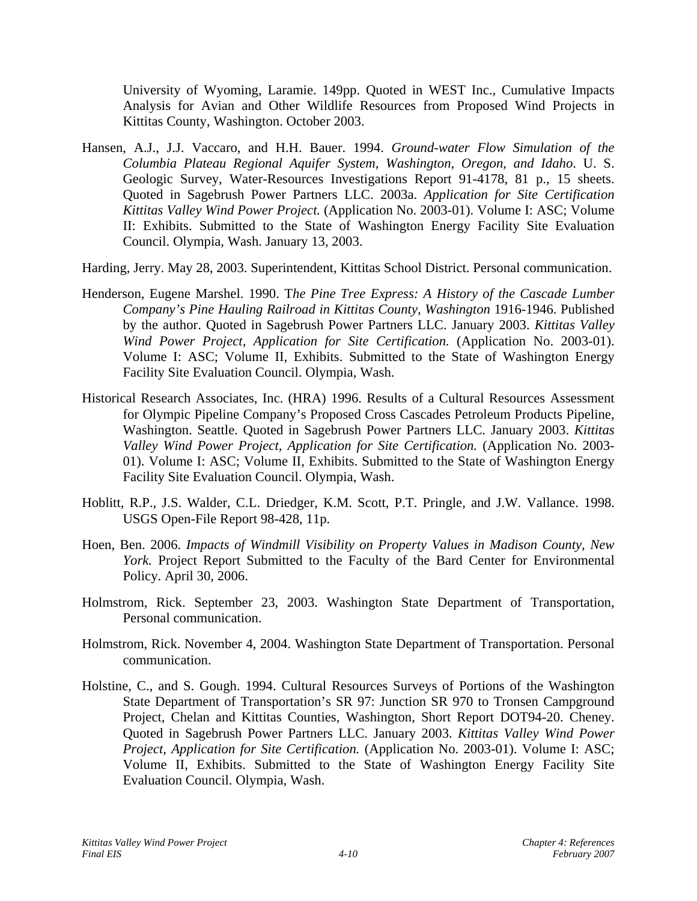University of Wyoming, Laramie. 149pp. Quoted in WEST Inc., Cumulative Impacts Analysis for Avian and Other Wildlife Resources from Proposed Wind Projects in Kittitas County, Washington. October 2003.

Hansen, A.J., J.J. Vaccaro, and H.H. Bauer. 1994. *Ground-water Flow Simulation of the Columbia Plateau Regional Aquifer System, Washington, Oregon, and Idaho*. U. S. Geologic Survey, Water-Resources Investigations Report 91-4178, 81 p., 15 sheets. Quoted in Sagebrush Power Partners LLC. 2003a. *Application for Site Certification Kittitas Valley Wind Power Project.* (Application No. 2003-01). Volume I: ASC; Volume II: Exhibits. Submitted to the State of Washington Energy Facility Site Evaluation Council. Olympia, Wash. January 13, 2003.

Harding, Jerry. May 28, 2003. Superintendent, Kittitas School District. Personal communication.

Henderson, Eugene Marshel. 1990. T*he Pine Tree Express: A History of the Cascade Lumber Company's Pine Hauling Railroad in Kittitas County, Washington* 1916-1946. Published by the author. Quoted in Sagebrush Power Partners LLC. January 2003. *Kittitas Valley Wind Power Project, Application for Site Certification.* (Application No. 2003-01). Volume I: ASC; Volume II, Exhibits. Submitted to the State of Washington Energy Facility Site Evaluation Council. Olympia, Wash.

Historical Research Associates, Inc. (HRA) 1996. Results of a Cultural Resources Assessment for Olympic Pipeline Company's Proposed Cross Cascades Petroleum Products Pipeline, Washington. Seattle. Quoted in Sagebrush Power Partners LLC. January 2003. *Kittitas Valley Wind Power Project, Application for Site Certification.* (Application No. 2003-01). Volume I: ASC; Volume II, Exhibits. Submitted to the State of Washington Energy Facility Site Evaluation Council. Olympia, Wash.

Hoblitt, R.P., J.S. Walder, C.L. Driedger, K.M. Scott, P.T. Pringle, and J.W. Vallance. 1998. USGS Open-File Report 98-428, 11p.

Hoen, Ben. 2006. *Impacts of Windmill Visibility on Property Values in Madison County, New York.* Project Report Submitted to the Faculty of the Bard Center for Environmental Policy. April 30, 2006.

Holmstrom, Rick. September 23, 2003. Washington State Department of Transportation, Personal communication.

Holmstrom, Rick. November 4, 2004. Washington State Department of Transportation. Personal communication.

Holstine, C., and S. Gough. 1994. Cultural Resources Surveys of Portions of the Washington State Department of Transportation's SR 97: Junction SR 970 to Tronsen Campground Project, Chelan and Kittitas Counties, Washington, Short Report DOT94-20. Cheney. Quoted in Sagebrush Power Partners LLC. January 2003. *Kittitas Valley Wind Power Project, Application for Site Certification.* (Application No. 2003-01). Volume I: ASC; Volume II, Exhibits. Submitted to the State of Washington Energy Facility Site Evaluation Council. Olympia, Wash.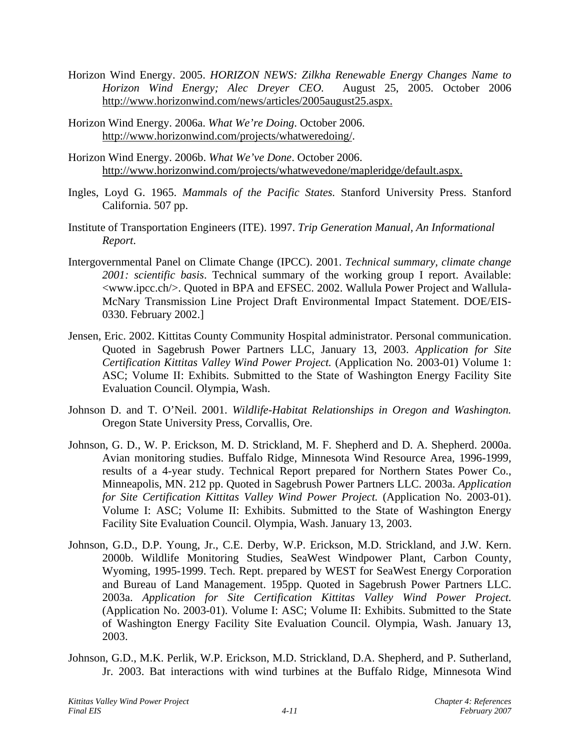Horizon Wind Energy. 2005. *HORIZON NEWS: Zilkha Renewable Energy Changes Name to Horizon Wind Energy; Alec Dreyer CEO.* August 25, 2005. October 2006 http://www.horizonwind.com/news/articles/2005august25.aspx.

Horizon Wind Energy. 2006a. *What We're Doing*. October 2006. http://www.horizonwind.com/projects/whatweredoing/.

Horizon Wind Energy. 2006b. *What We've Done*. October 2006. http://www.horizonwind.com/projects/whatwevedone/mapleridge/default.aspx.

Ingles, Loyd G. 1965. *Mammals of the Pacific States.* Stanford University Press. Stanford California. 507 pp.

Institute of Transportation Engineers (ITE). 1997. *Trip Generation Manual, An Informational Report*.

Intergovernmental Panel on Climate Change (IPCC). 2001. *Technical summary, climate change 2001: scientific basis*. Technical summary of the working group I report. Available: <www.ipcc.ch/>. Quoted in BPA and EFSEC. 2002. Wallula Power Project and Wallula-McNary Transmission Line Project Draft Environmental Impact Statement. DOE/EIS-0330. February 2002.]

Jensen, Eric. 2002. Kittitas County Community Hospital administrator. Personal communication. Quoted in Sagebrush Power Partners LLC, January 13, 2003. *Application for Site Certification Kittitas Valley Wind Power Project.* (Application No. 2003-01) Volume 1: ASC; Volume II: Exhibits. Submitted to the State of Washington Energy Facility Site Evaluation Council. Olympia, Wash.

Johnson D. and T. O'Neil. 2001. *Wildlife-Habitat Relationships in Oregon and Washington.* Oregon State University Press, Corvallis, Ore.

Johnson, G. D., W. P. Erickson, M. D. Strickland, M. F. Shepherd and D. A. Shepherd. 2000a. Avian monitoring studies. Buffalo Ridge, Minnesota Wind Resource Area, 1996-1999, results of a 4-year study. Technical Report prepared for Northern States Power Co., Minneapolis, MN. 212 pp. Quoted in Sagebrush Power Partners LLC. 2003a. *Application for Site Certification Kittitas Valley Wind Power Project.* (Application No. 2003-01). Volume I: ASC; Volume II: Exhibits. Submitted to the State of Washington Energy Facility Site Evaluation Council. Olympia, Wash. January 13, 2003.

Johnson, G.D., D.P. Young, Jr., C.E. Derby, W.P. Erickson, M.D. Strickland, and J.W. Kern. 2000b. Wildlife Monitoring Studies, SeaWest Windpower Plant, Carbon County, Wyoming, 1995-1999. Tech. Rept. prepared by WEST for SeaWest Energy Corporation and Bureau of Land Management. 195pp. Quoted in Sagebrush Power Partners LLC. 2003a. *Application for Site Certification Kittitas Valley Wind Power Project.* (Application No. 2003-01). Volume I: ASC; Volume II: Exhibits. Submitted to the State of Washington Energy Facility Site Evaluation Council. Olympia, Wash. January 13, 2003.

Johnson, G.D., M.K. Perlik, W.P. Erickson, M.D. Strickland, D.A. Shepherd, and P. Sutherland, Jr. 2003. Bat interactions with wind turbines at the Buffalo Ridge, Minnesota Wind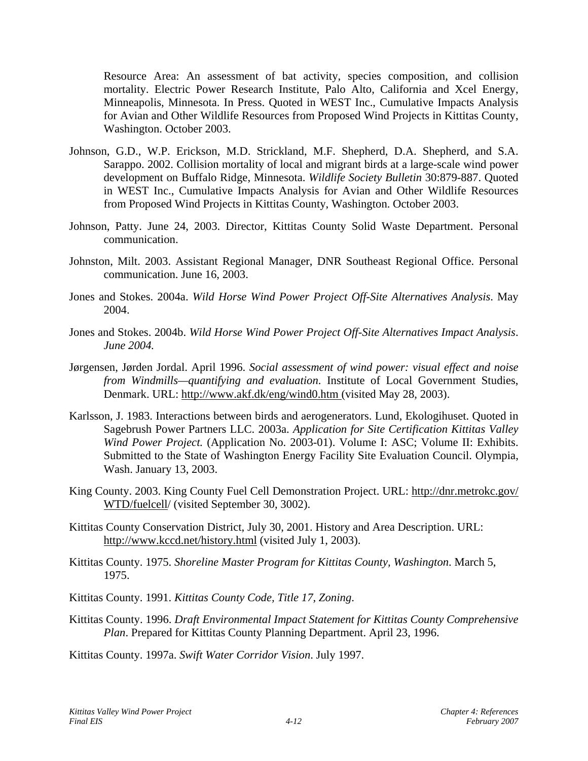Resource Area: An assessment of bat activity, species composition, and collision mortality. Electric Power Research Institute, Palo Alto, California and Xcel Energy, Minneapolis, Minnesota. In Press. Quoted in WEST Inc., Cumulative Impacts Analysis for Avian and Other Wildlife Resources from Proposed Wind Projects in Kittitas County, Washington. October 2003.

Johnson, G.D., W.P. Erickson, M.D. Strickland, M.F. Shepherd, D.A. Shepherd, and S.A. Sarappo. 2002. Collision mortality of local and migrant birds at a large-scale wind power development on Buffalo Ridge, Minnesota. *Wildlife Society Bulletin* 30:879-887. Quoted in WEST Inc., Cumulative Impacts Analysis for Avian and Other Wildlife Resources from Proposed Wind Projects in Kittitas County, Washington. October 2003.

Johnson, Patty. June 24, 2003. Director, Kittitas County Solid Waste Department. Personal communication.

Johnston, Milt. 2003. Assistant Regional Manager, DNR Southeast Regional Office. Personal communication. June 16, 2003.

Jones and Stokes. 2004a. *Wild Horse Wind Power Project Off-Site Alternatives Analysis*. May 2004.

Jones and Stokes. 2004b. *Wild Horse Wind Power Project Off-Site Alternatives Impact Analysis*. *June 2004.*

Jørgensen, Jørden Jordal. April 1996. *Social assessment of wind power: visual effect and noise from Windmills—quantifying and evaluation*. Institute of Local Government Studies, Denmark. URL: http://www.akf.dk/eng/wind0.htm (visited May 28, 2003).

Karlsson, J. 1983. Interactions between birds and aerogenerators. Lund, Ekologihuset. Quoted in Sagebrush Power Partners LLC. 2003a. *Application for Site Certification Kittitas Valley Wind Power Project.* (Application No. 2003-01). Volume I: ASC; Volume II: Exhibits. Submitted to the State of Washington Energy Facility Site Evaluation Council. Olympia, Wash. January 13, 2003.

King County. 2003. King County Fuel Cell Demonstration Project. URL: http://dnr.metrokc.gov/WTD/fuelcell/ (visited September 30, 3002).

Kittitas County Conservation District, July 30, 2001. History and Area Description. URL: http://www.kccd.net/history.html (visited July 1, 2003).

Kittitas County. 1975. *Shoreline Master Program for Kittitas County, Washington*. March 5, 1975.

Kittitas County. 1991. *Kittitas County Code, Title 17, Zoning*.

Kittitas County. 1996. *Draft Environmental Impact Statement for Kittitas County Comprehensive Plan*. Prepared for Kittitas County Planning Department. April 23, 1996.

Kittitas County. 1997a. *Swift Water Corridor Vision*. July 1997.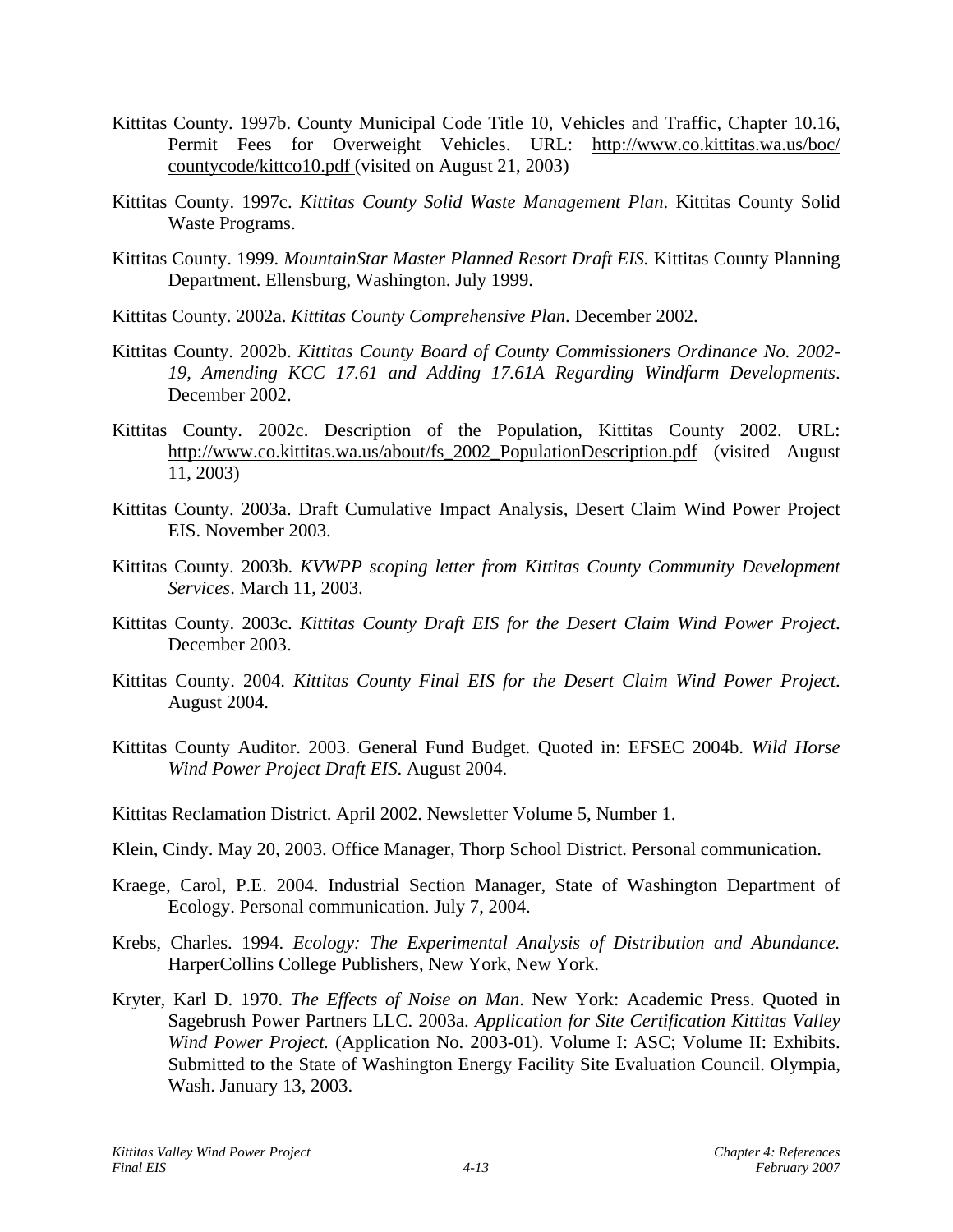Kittitas County. 1997b. County Municipal Code Title 10, Vehicles and Traffic, Chapter 10.16, Permit Fees for Overweight Vehicles. URL: http://www.co.kittitas.wa.us/boc/countycode/kittco10.pdf (visited on August 21, 2003)

Kittitas County. 1997c. *Kittitas County Solid Waste Management Plan*. Kittitas County Solid Waste Programs.

Kittitas County. 1999. *MountainStar Master Planned Resort Draft EIS*. Kittitas County Planning Department. Ellensburg, Washington. July 1999.

Kittitas County. 2002a. *Kittitas County Comprehensive Plan*. December 2002.

Kittitas County. 2002b. *Kittitas County Board of County Commissioners Ordinance No. 2002-19, Amending KCC 17.61 and Adding 17.61A Regarding Windfarm Developments*. December 2002.

Kittitas County. 2002c. Description of the Population, Kittitas County 2002. URL: http://www.co.kittitas.wa.us/about/fs_2002_PopulationDescription.pdf (visited August 11, 2003)

Kittitas County. 2003a. Draft Cumulative Impact Analysis, Desert Claim Wind Power Project EIS. November 2003.

Kittitas County. 2003b. *KVWPP scoping letter from Kittitas County Community Development Services*. March 11, 2003.

Kittitas County. 2003c. *Kittitas County Draft EIS for the Desert Claim Wind Power Project*. December 2003.

Kittitas County. 2004. *Kittitas County Final EIS for the Desert Claim Wind Power Project*. August 2004.

Kittitas County Auditor. 2003. General Fund Budget. Quoted in: EFSEC 2004b. *Wild Horse Wind Power Project Draft EIS*. August 2004.

Kittitas Reclamation District. April 2002. Newsletter Volume 5, Number 1.

Klein, Cindy. May 20, 2003. Office Manager, Thorp School District. Personal communication.

Kraege, Carol, P.E. 2004. Industrial Section Manager, State of Washington Department of Ecology. Personal communication. July 7, 2004.

Krebs, Charles. 1994. *Ecology: The Experimental Analysis of Distribution and Abundance.* HarperCollins College Publishers, New York, New York.

Kryter, Karl D. 1970. *The Effects of Noise on Man*. New York: Academic Press. Quoted in Sagebrush Power Partners LLC. 2003a. *Application for Site Certification Kittitas Valley Wind Power Project.* (Application No. 2003-01). Volume I: ASC; Volume II: Exhibits. Submitted to the State of Washington Energy Facility Site Evaluation Council. Olympia, Wash. January 13, 2003.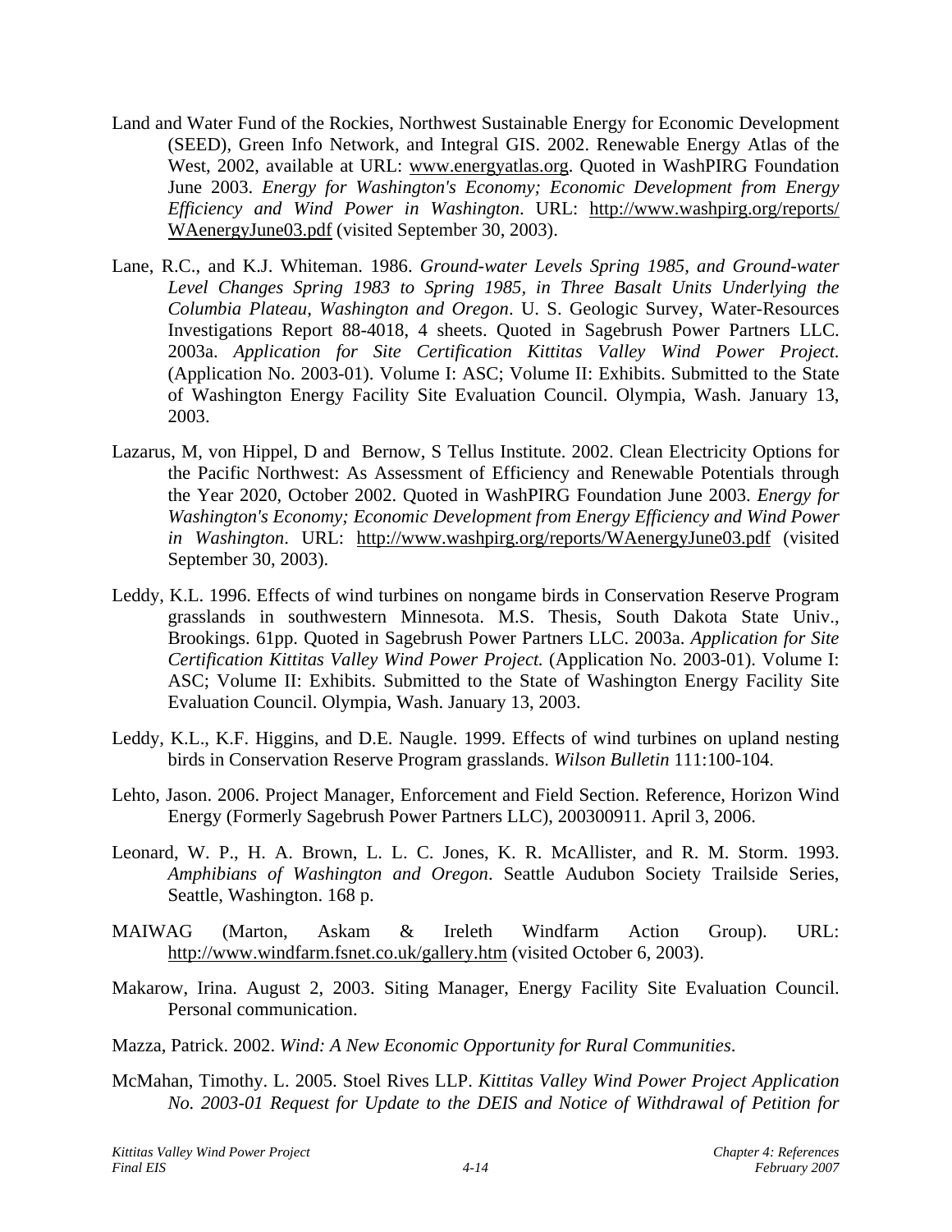Land and Water Fund of the Rockies, Northwest Sustainable Energy for Economic Development (SEED), Green Info Network, and Integral GIS. 2002. Renewable Energy Atlas of the West, 2002, available at URL: www.energyatlas.org. Quoted in WashPIRG Foundation June 2003. *Energy for Washington's Economy; Economic Development from Energy Efficiency and Wind Power in Washington*. URL: http://www.washpirg.org/reports/WAenergyJune03.pdf (visited September 30, 2003).

Lane, R.C., and K.J. Whiteman. 1986. *Ground-water Levels Spring 1985, and Ground-water Level Changes Spring 1983 to Spring 1985, in Three Basalt Units Underlying the Columbia Plateau, Washington and Oregon*. U. S. Geologic Survey, Water-Resources Investigations Report 88-4018, 4 sheets. Quoted in Sagebrush Power Partners LLC. 2003a. *Application for Site Certification Kittitas Valley Wind Power Project.* (Application No. 2003-01). Volume I: ASC; Volume II: Exhibits. Submitted to the State of Washington Energy Facility Site Evaluation Council. Olympia, Wash. January 13, 2003.

Lazarus, M, von Hippel, D and Bernow, S Tellus Institute. 2002. Clean Electricity Options for the Pacific Northwest: As Assessment of Efficiency and Renewable Potentials through the Year 2020, October 2002. Quoted in WashPIRG Foundation June 2003. *Energy for Washington's Economy; Economic Development from Energy Efficiency and Wind Power in Washington*. URL: http://www.washpirg.org/reports/WAenergyJune03.pdf (visited September 30, 2003).

Leddy, K.L. 1996. Effects of wind turbines on nongame birds in Conservation Reserve Program grasslands in southwestern Minnesota. M.S. Thesis, South Dakota State Univ., Brookings. 61pp. Quoted in Sagebrush Power Partners LLC. 2003a. *Application for Site Certification Kittitas Valley Wind Power Project.* (Application No. 2003-01). Volume I: ASC; Volume II: Exhibits. Submitted to the State of Washington Energy Facility Site Evaluation Council. Olympia, Wash. January 13, 2003.

Leddy, K.L., K.F. Higgins, and D.E. Naugle. 1999. Effects of wind turbines on upland nesting birds in Conservation Reserve Program grasslands. *Wilson Bulletin* 111:100-104.

Lehto, Jason. 2006. Project Manager, Enforcement and Field Section. Reference, Horizon Wind Energy (Formerly Sagebrush Power Partners LLC), 200300911. April 3, 2006.

Leonard, W. P., H. A. Brown, L. L. C. Jones, K. R. McAllister, and R. M. Storm. 1993. *Amphibians of Washington and Oregon*. Seattle Audubon Society Trailside Series, Seattle, Washington. 168 p.

MAIWAG (Marton, Askam & Ireleth Windfarm Action Group). URL: http://www.windfarm.fsnet.co.uk/gallery.htm (visited October 6, 2003).

Makarow, Irina. August 2, 2003. Siting Manager, Energy Facility Site Evaluation Council. Personal communication.

Mazza, Patrick. 2002. *Wind: A New Economic Opportunity for Rural Communities*.

McMahan, Timothy. L. 2005. Stoel Rives LLP. *Kittitas Valley Wind Power Project Application No. 2003-01 Request for Update to the DEIS and Notice of Withdrawal of Petition for*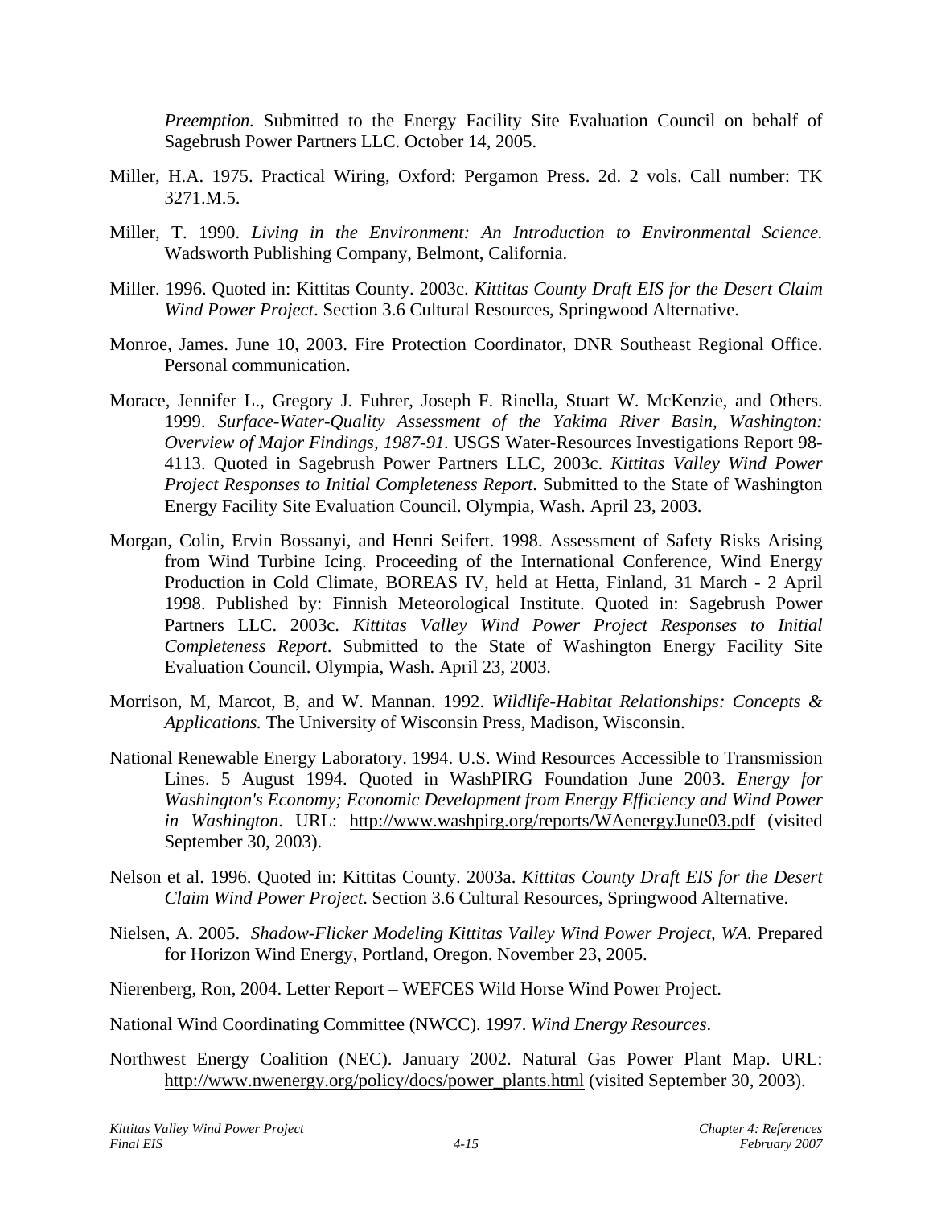*Preemption.* Submitted to the Energy Facility Site Evaluation Council on behalf of Sagebrush Power Partners LLC. October 14, 2005.

Miller, H.A. 1975. Practical Wiring, Oxford: Pergamon Press. 2d. 2 vols. Call number: TK 3271.M.5.

Miller, T. 1990. *Living in the Environment: An Introduction to Environmental Science.* Wadsworth Publishing Company, Belmont, California.

Miller. 1996. Quoted in: Kittitas County. 2003c. *Kittitas County Draft EIS for the Desert Claim Wind Power Project*. Section 3.6 Cultural Resources, Springwood Alternative.

Monroe, James. June 10, 2003. Fire Protection Coordinator, DNR Southeast Regional Office. Personal communication.

Morace, Jennifer L., Gregory J. Fuhrer, Joseph F. Rinella, Stuart W. McKenzie, and Others. 1999. *Surface-Water-Quality Assessment of the Yakima River Basin, Washington: Overview of Major Findings, 1987-91.* USGS Water-Resources Investigations Report 98-4113. Quoted in Sagebrush Power Partners LLC, 2003c. *Kittitas Valley Wind Power Project Responses to Initial Completeness Report*. Submitted to the State of Washington Energy Facility Site Evaluation Council. Olympia, Wash. April 23, 2003.

Morgan, Colin, Ervin Bossanyi, and Henri Seifert. 1998. Assessment of Safety Risks Arising from Wind Turbine Icing. Proceeding of the International Conference, Wind Energy Production in Cold Climate, BOREAS IV, held at Hetta, Finland, 31 March - 2 April 1998. Published by: Finnish Meteorological Institute. Quoted in: Sagebrush Power Partners LLC. 2003c. *Kittitas Valley Wind Power Project Responses to Initial Completeness Report*. Submitted to the State of Washington Energy Facility Site Evaluation Council. Olympia, Wash. April 23, 2003.

Morrison, M, Marcot, B, and W. Mannan. 1992. *Wildlife-Habitat Relationships: Concepts & Applications.* The University of Wisconsin Press, Madison, Wisconsin.

National Renewable Energy Laboratory. 1994. U.S. Wind Resources Accessible to Transmission Lines. 5 August 1994. Quoted in WashPIRG Foundation June 2003. *Energy for Washington's Economy; Economic Development from Energy Efficiency and Wind Power in Washington*. URL: http://www.washpirg.org/reports/WAenergyJune03.pdf (visited September 30, 2003).

Nelson et al. 1996. Quoted in: Kittitas County. 2003a. *Kittitas County Draft EIS for the Desert Claim Wind Power Project*. Section 3.6 Cultural Resources, Springwood Alternative.

Nielsen, A. 2005. *Shadow-Flicker Modeling Kittitas Valley Wind Power Project, WA.* Prepared for Horizon Wind Energy, Portland, Oregon. November 23, 2005.

Nierenberg, Ron, 2004. Letter Report – WEFCES Wild Horse Wind Power Project.

National Wind Coordinating Committee (NWCC). 1997. *Wind Energy Resources*.

Northwest Energy Coalition (NEC). January 2002. Natural Gas Power Plant Map. URL: http://www.nwenergy.org/policy/docs/power_plants.html (visited September 30, 2003).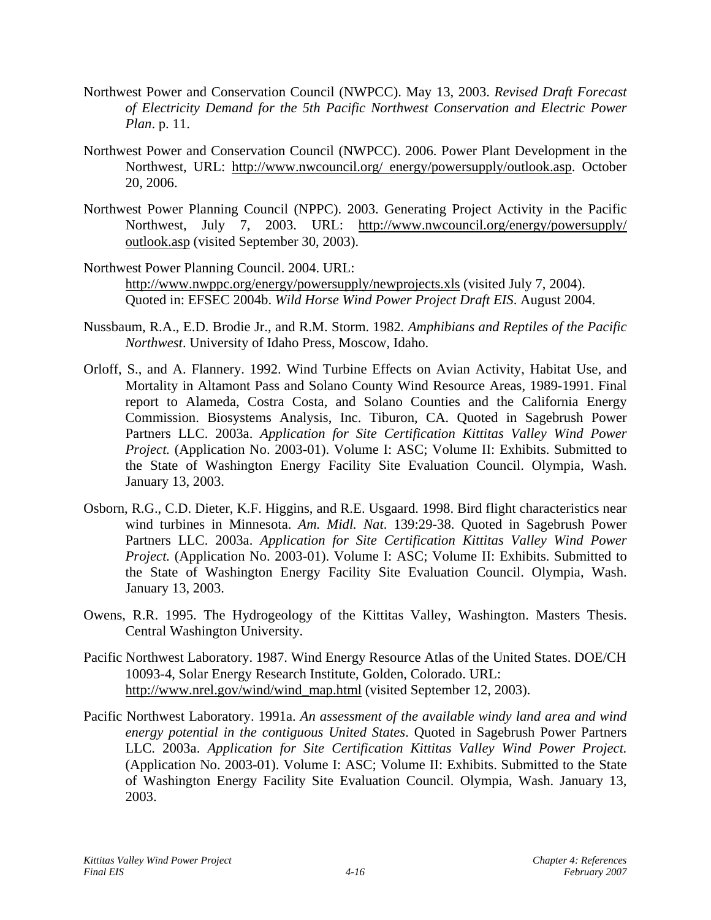Northwest Power and Conservation Council (NWPCC). May 13, 2003. *Revised Draft Forecast of Electricity Demand for the 5th Pacific Northwest Conservation and Electric Power Plan*. p. 11.

Northwest Power and Conservation Council (NWPCC). 2006. Power Plant Development in the Northwest, URL: http://www.nwcouncil.org/ energy/powersupply/outlook.asp. October 20, 2006.

Northwest Power Planning Council (NPPC). 2003. Generating Project Activity in the Pacific Northwest, July 7, 2003. URL: http://www.nwcouncil.org/energy/powersupply/outlook.asp (visited September 30, 2003).

Northwest Power Planning Council. 2004. URL: http://www.nwppc.org/energy/powersupply/newprojects.xls (visited July 7, 2004). Quoted in: EFSEC 2004b. *Wild Horse Wind Power Project Draft EIS*. August 2004.

Nussbaum, R.A., E.D. Brodie Jr., and R.M. Storm. 1982. *Amphibians and Reptiles of the Pacific Northwest*. University of Idaho Press, Moscow, Idaho.

Orloff, S., and A. Flannery. 1992. Wind Turbine Effects on Avian Activity, Habitat Use, and Mortality in Altamont Pass and Solano County Wind Resource Areas, 1989-1991. Final report to Alameda, Costra Costa, and Solano Counties and the California Energy Commission. Biosystems Analysis, Inc. Tiburon, CA. Quoted in Sagebrush Power Partners LLC. 2003a. *Application for Site Certification Kittitas Valley Wind Power Project.* (Application No. 2003-01). Volume I: ASC; Volume II: Exhibits. Submitted to the State of Washington Energy Facility Site Evaluation Council. Olympia, Wash. January 13, 2003.

Osborn, R.G., C.D. Dieter, K.F. Higgins, and R.E. Usgaard. 1998. Bird flight characteristics near wind turbines in Minnesota. *Am. Midl. Nat*. 139:29-38. Quoted in Sagebrush Power Partners LLC. 2003a. *Application for Site Certification Kittitas Valley Wind Power Project.* (Application No. 2003-01). Volume I: ASC; Volume II: Exhibits. Submitted to the State of Washington Energy Facility Site Evaluation Council. Olympia, Wash. January 13, 2003.

Owens, R.R. 1995. The Hydrogeology of the Kittitas Valley, Washington. Masters Thesis. Central Washington University.

Pacific Northwest Laboratory. 1987. Wind Energy Resource Atlas of the United States. DOE/CH 10093-4, Solar Energy Research Institute, Golden, Colorado. URL: http://www.nrel.gov/wind/wind_map.html (visited September 12, 2003).

Pacific Northwest Laboratory. 1991a. *An assessment of the available windy land area and wind energy potential in the contiguous United States*. Quoted in Sagebrush Power Partners LLC. 2003a. *Application for Site Certification Kittitas Valley Wind Power Project.* (Application No. 2003-01). Volume I: ASC; Volume II: Exhibits. Submitted to the State of Washington Energy Facility Site Evaluation Council. Olympia, Wash. January 13, 2003.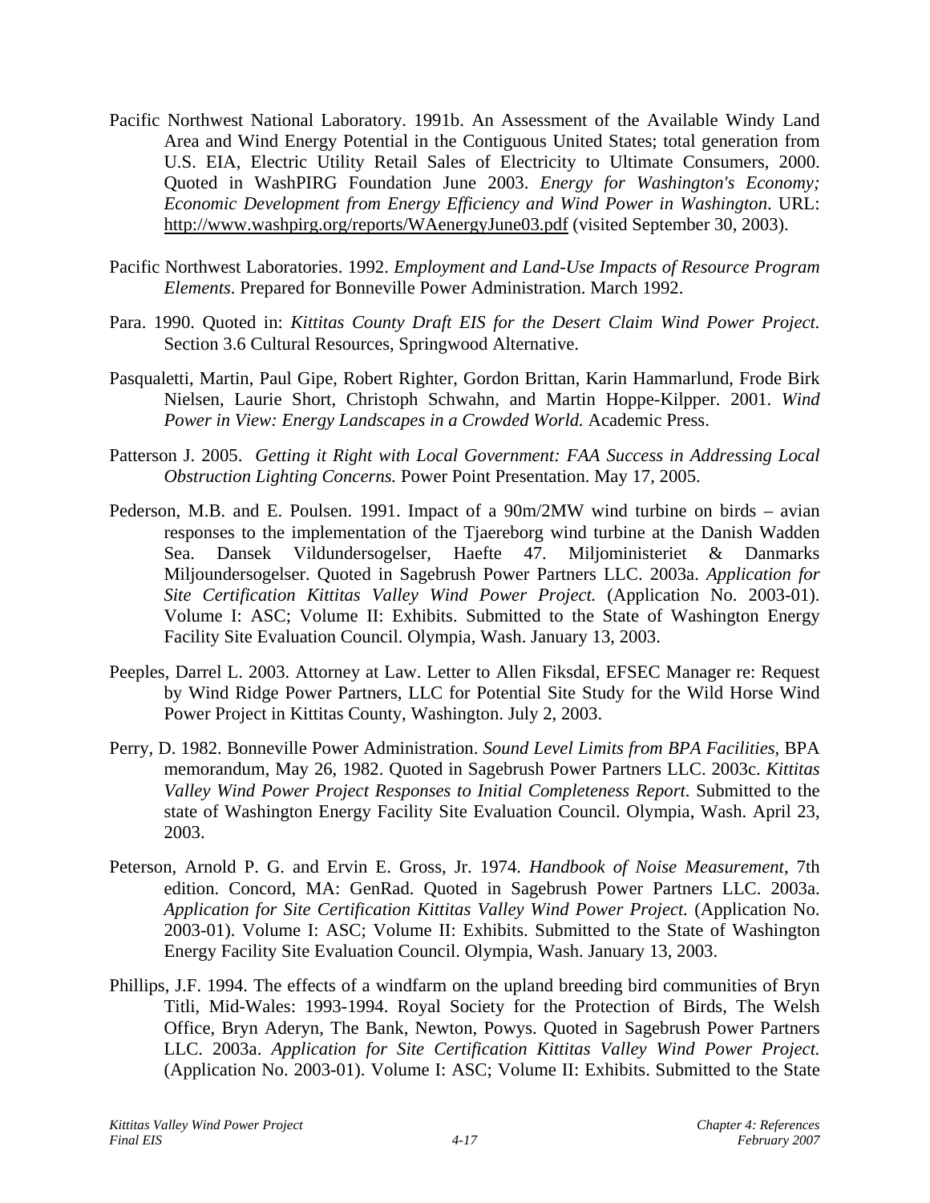Pacific Northwest National Laboratory. 1991b. An Assessment of the Available Windy Land Area and Wind Energy Potential in the Contiguous United States; total generation from U.S. EIA, Electric Utility Retail Sales of Electricity to Ultimate Consumers, 2000. Quoted in WashPIRG Foundation June 2003. *Energy for Washington's Economy; Economic Development from Energy Efficiency and Wind Power in Washington*. URL: http://www.washpirg.org/reports/WAenergyJune03.pdf (visited September 30, 2003).

Pacific Northwest Laboratories. 1992. *Employment and Land-Use Impacts of Resource Program Elements*. Prepared for Bonneville Power Administration. March 1992.

Para. 1990. Quoted in: *Kittitas County Draft EIS for the Desert Claim Wind Power Project.* Section 3.6 Cultural Resources, Springwood Alternative.

Pasqualetti, Martin, Paul Gipe, Robert Righter, Gordon Brittan, Karin Hammarlund, Frode Birk Nielsen, Laurie Short, Christoph Schwahn, and Martin Hoppe-Kilpper. 2001. *Wind Power in View: Energy Landscapes in a Crowded World.* Academic Press.

Patterson J. 2005. *Getting it Right with Local Government: FAA Success in Addressing Local Obstruction Lighting Concerns.* Power Point Presentation. May 17, 2005.

Pederson, M.B. and E. Poulsen. 1991. Impact of a 90m/2MW wind turbine on birds – avian responses to the implementation of the Tjaereborg wind turbine at the Danish Wadden Sea. Dansek Vildundersogelser, Haefte 47. Miljoministeriet & Danmarks Miljoundersogelser. Quoted in Sagebrush Power Partners LLC. 2003a. *Application for Site Certification Kittitas Valley Wind Power Project.* (Application No. 2003-01). Volume I: ASC; Volume II: Exhibits. Submitted to the State of Washington Energy Facility Site Evaluation Council. Olympia, Wash. January 13, 2003.

Peeples, Darrel L. 2003. Attorney at Law. Letter to Allen Fiksdal, EFSEC Manager re: Request by Wind Ridge Power Partners, LLC for Potential Site Study for the Wild Horse Wind Power Project in Kittitas County, Washington. July 2, 2003.

Perry, D. 1982. Bonneville Power Administration. *Sound Level Limits from BPA Facilities*, BPA memorandum, May 26, 1982. Quoted in Sagebrush Power Partners LLC. 2003c. *Kittitas Valley Wind Power Project Responses to Initial Completeness Report*. Submitted to the state of Washington Energy Facility Site Evaluation Council. Olympia, Wash. April 23, 2003.

Peterson, Arnold P. G. and Ervin E. Gross, Jr. 1974. *Handbook of Noise Measurement*, 7th edition. Concord, MA: GenRad. Quoted in Sagebrush Power Partners LLC. 2003a. *Application for Site Certification Kittitas Valley Wind Power Project.* (Application No. 2003-01). Volume I: ASC; Volume II: Exhibits. Submitted to the State of Washington Energy Facility Site Evaluation Council. Olympia, Wash. January 13, 2003.

Phillips, J.F. 1994. The effects of a windfarm on the upland breeding bird communities of Bryn Titli, Mid-Wales: 1993-1994. Royal Society for the Protection of Birds, The Welsh Office, Bryn Aderyn, The Bank, Newton, Powys. Quoted in Sagebrush Power Partners LLC. 2003a. *Application for Site Certification Kittitas Valley Wind Power Project.* (Application No. 2003-01). Volume I: ASC; Volume II: Exhibits. Submitted to the State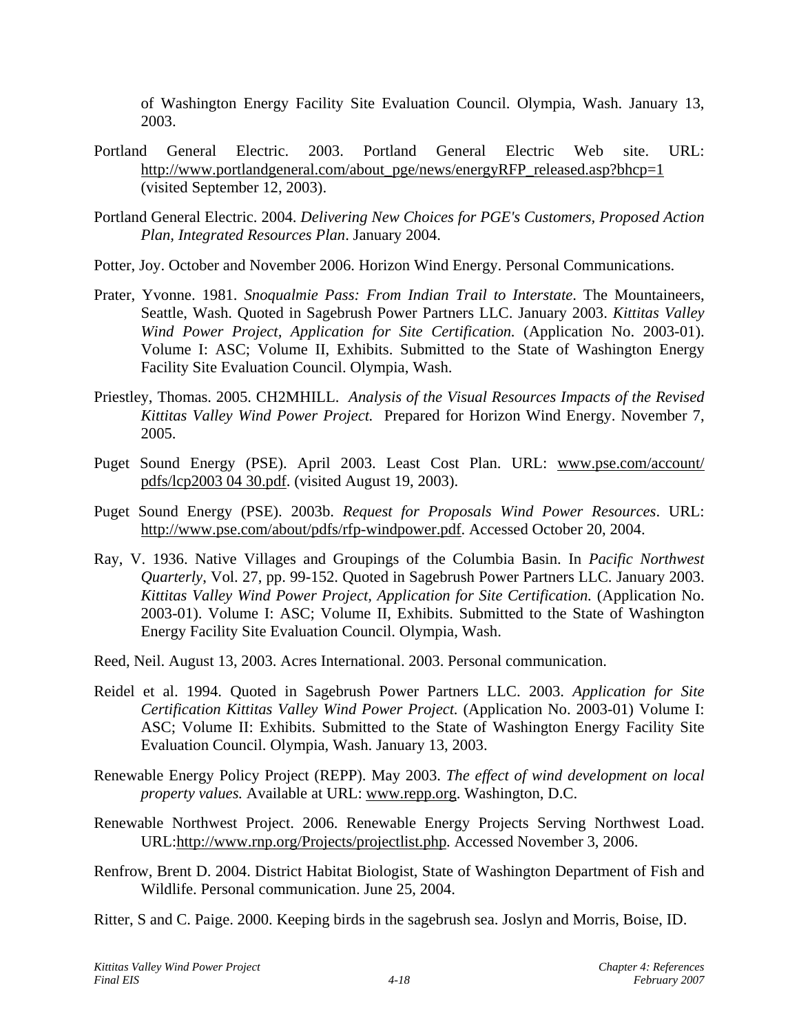of Washington Energy Facility Site Evaluation Council. Olympia, Wash. January 13, 2003.

Portland General Electric. 2003. Portland General Electric Web site. URL: http://www.portlandgeneral.com/about_pge/news/energyRFP_released.asp?bhcp=1 (visited September 12, 2003).

Portland General Electric. 2004. *Delivering New Choices for PGE's Customers, Proposed Action Plan, Integrated Resources Plan*. January 2004.

Potter, Joy. October and November 2006. Horizon Wind Energy. Personal Communications.

Prater, Yvonne. 1981. *Snoqualmie Pass: From Indian Trail to Interstate*. The Mountaineers, Seattle, Wash. Quoted in Sagebrush Power Partners LLC. January 2003. *Kittitas Valley Wind Power Project, Application for Site Certification.* (Application No. 2003-01). Volume I: ASC; Volume II, Exhibits. Submitted to the State of Washington Energy Facility Site Evaluation Council. Olympia, Wash.

Priestley, Thomas. 2005. CH2MHILL. *Analysis of the Visual Resources Impacts of the Revised Kittitas Valley Wind Power Project.* Prepared for Horizon Wind Energy. November 7, 2005.

Puget Sound Energy (PSE). April 2003. Least Cost Plan. URL: www.pse.com/account/pdfs/lcp2003 04 30.pdf. (visited August 19, 2003).

Puget Sound Energy (PSE). 2003b. *Request for Proposals Wind Power Resources*. URL: http://www.pse.com/about/pdfs/rfp-windpower.pdf. Accessed October 20, 2004.

Ray, V. 1936. Native Villages and Groupings of the Columbia Basin. In *Pacific Northwest Quarterly*, Vol. 27, pp. 99-152. Quoted in Sagebrush Power Partners LLC. January 2003. *Kittitas Valley Wind Power Project, Application for Site Certification.* (Application No. 2003-01). Volume I: ASC; Volume II, Exhibits. Submitted to the State of Washington Energy Facility Site Evaluation Council. Olympia, Wash.

Reed, Neil. August 13, 2003. Acres International. 2003. Personal communication.

Reidel et al. 1994. Quoted in Sagebrush Power Partners LLC. 2003. *Application for Site Certification Kittitas Valley Wind Power Project.* (Application No. 2003-01) Volume I: ASC; Volume II: Exhibits. Submitted to the State of Washington Energy Facility Site Evaluation Council. Olympia, Wash. January 13, 2003.

Renewable Energy Policy Project (REPP). May 2003. *The effect of wind development on local property values.* Available at URL: www.repp.org. Washington, D.C.

Renewable Northwest Project. 2006. Renewable Energy Projects Serving Northwest Load. URL:http://www.rnp.org/Projects/projectlist.php. Accessed November 3, 2006.

Renfrow, Brent D. 2004. District Habitat Biologist, State of Washington Department of Fish and Wildlife. Personal communication. June 25, 2004.

Ritter, S and C. Paige. 2000. Keeping birds in the sagebrush sea. Joslyn and Morris, Boise, ID.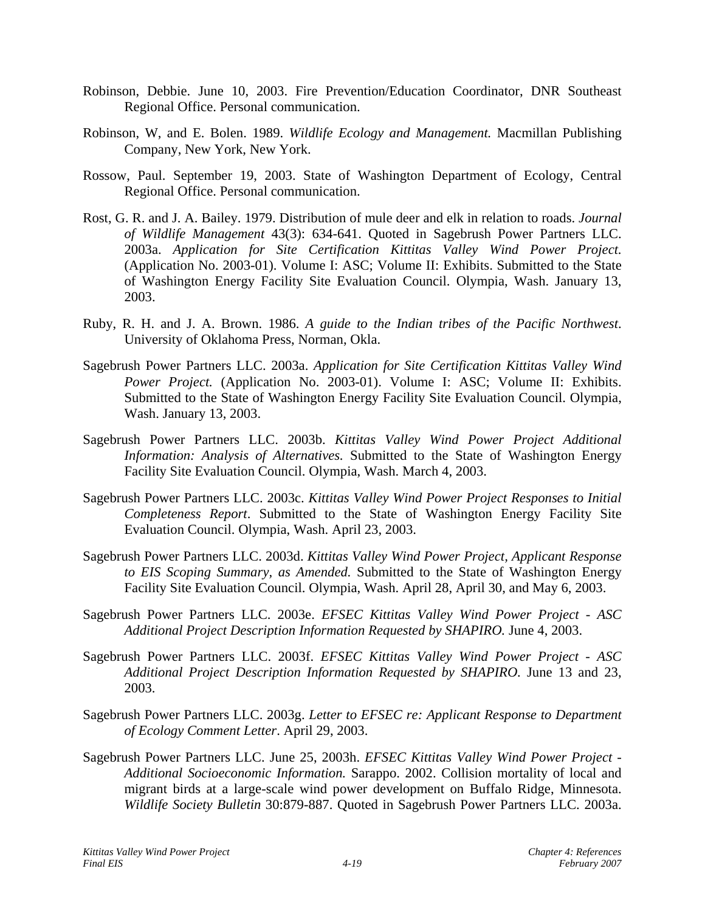Robinson, Debbie. June 10, 2003. Fire Prevention/Education Coordinator, DNR Southeast Regional Office. Personal communication.

Robinson, W, and E. Bolen. 1989. *Wildlife Ecology and Management.* Macmillan Publishing Company, New York, New York.

Rossow, Paul. September 19, 2003. State of Washington Department of Ecology, Central Regional Office. Personal communication.

Rost, G. R. and J. A. Bailey. 1979. Distribution of mule deer and elk in relation to roads. *Journal of Wildlife Management* 43(3): 634-641. Quoted in Sagebrush Power Partners LLC. 2003a. *Application for Site Certification Kittitas Valley Wind Power Project.* (Application No. 2003-01). Volume I: ASC; Volume II: Exhibits. Submitted to the State of Washington Energy Facility Site Evaluation Council. Olympia, Wash. January 13, 2003.

Ruby, R. H. and J. A. Brown. 1986. *A guide to the Indian tribes of the Pacific Northwest*. University of Oklahoma Press, Norman, Okla.

Sagebrush Power Partners LLC. 2003a. *Application for Site Certification Kittitas Valley Wind Power Project.* (Application No. 2003-01). Volume I: ASC; Volume II: Exhibits. Submitted to the State of Washington Energy Facility Site Evaluation Council. Olympia, Wash. January 13, 2003.

Sagebrush Power Partners LLC. 2003b. *Kittitas Valley Wind Power Project Additional Information: Analysis of Alternatives.* Submitted to the State of Washington Energy Facility Site Evaluation Council. Olympia, Wash. March 4, 2003.

Sagebrush Power Partners LLC. 2003c. *Kittitas Valley Wind Power Project Responses to Initial Completeness Report*. Submitted to the State of Washington Energy Facility Site Evaluation Council. Olympia, Wash. April 23, 2003.

Sagebrush Power Partners LLC. 2003d. *Kittitas Valley Wind Power Project, Applicant Response to EIS Scoping Summary, as Amended.* Submitted to the State of Washington Energy Facility Site Evaluation Council. Olympia, Wash. April 28, April 30, and May 6, 2003.

Sagebrush Power Partners LLC. 2003e. *EFSEC Kittitas Valley Wind Power Project - ASC Additional Project Description Information Requested by SHAPIRO.* June 4, 2003.

Sagebrush Power Partners LLC. 2003f. *EFSEC Kittitas Valley Wind Power Project - ASC Additional Project Description Information Requested by SHAPIRO*. June 13 and 23, 2003.

Sagebrush Power Partners LLC. 2003g. *Letter to EFSEC re: Applicant Response to Department of Ecology Comment Letter*. April 29, 2003.

Sagebrush Power Partners LLC. June 25, 2003h. *EFSEC Kittitas Valley Wind Power Project - Additional Socioeconomic Information.* Sarappo. 2002. Collision mortality of local and migrant birds at a large-scale wind power development on Buffalo Ridge, Minnesota. *Wildlife Society Bulletin* 30:879-887. Quoted in Sagebrush Power Partners LLC. 2003a.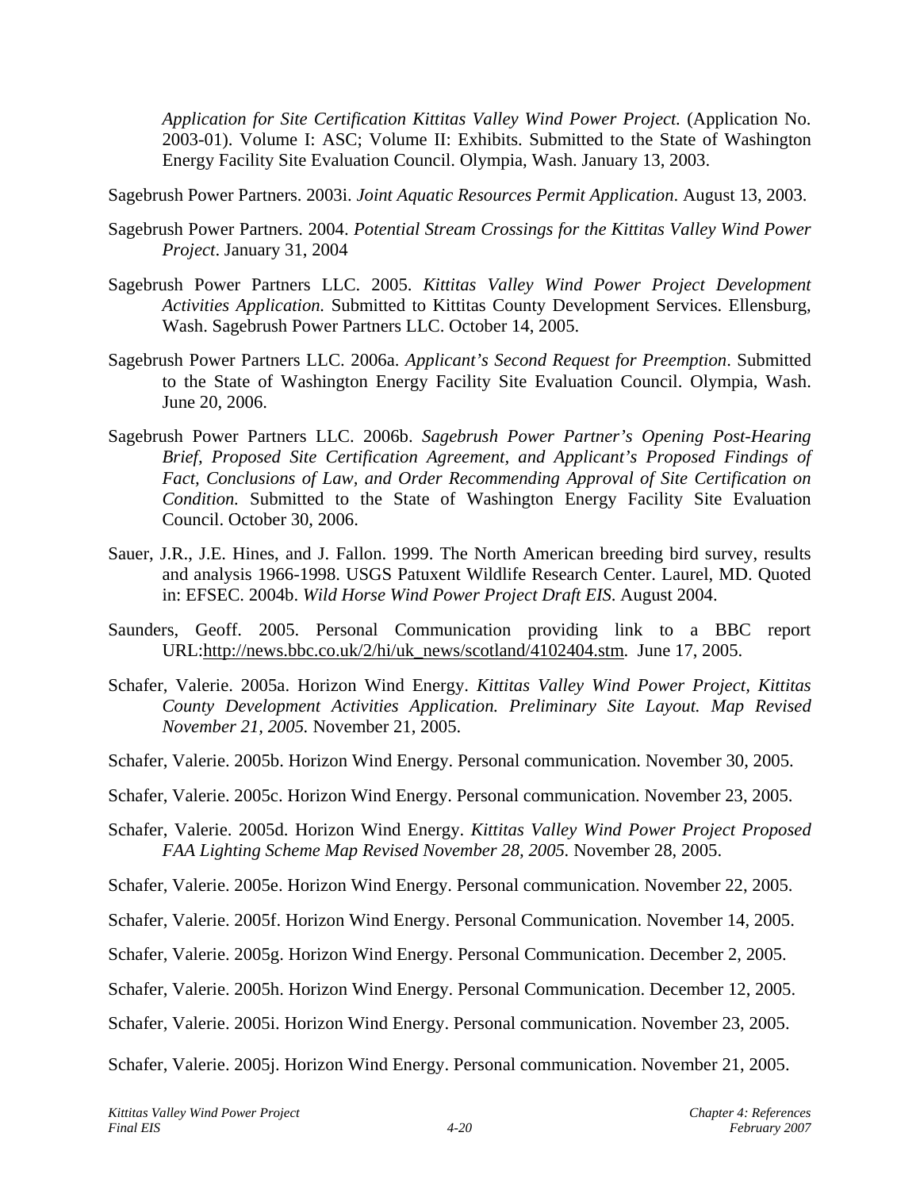*Application for Site Certification Kittitas Valley Wind Power Project.* (Application No. 2003-01). Volume I: ASC; Volume II: Exhibits. Submitted to the State of Washington Energy Facility Site Evaluation Council. Olympia, Wash. January 13, 2003.

Sagebrush Power Partners. 2003i. *Joint Aquatic Resources Permit Application*. August 13, 2003.

Sagebrush Power Partners. 2004. *Potential Stream Crossings for the Kittitas Valley Wind Power Project*. January 31, 2004

Sagebrush Power Partners LLC. 2005. *Kittitas Valley Wind Power Project Development Activities Application.* Submitted to Kittitas County Development Services. Ellensburg, Wash. Sagebrush Power Partners LLC. October 14, 2005.

Sagebrush Power Partners LLC. 2006a. *Applicant's Second Request for Preemption*. Submitted to the State of Washington Energy Facility Site Evaluation Council. Olympia, Wash. June 20, 2006.

Sagebrush Power Partners LLC. 2006b. *Sagebrush Power Partner's Opening Post-Hearing Brief, Proposed Site Certification Agreement, and Applicant's Proposed Findings of Fact, Conclusions of Law, and Order Recommending Approval of Site Certification on Condition.* Submitted to the State of Washington Energy Facility Site Evaluation Council. October 30, 2006.

Sauer, J.R., J.E. Hines, and J. Fallon. 1999. The North American breeding bird survey, results and analysis 1966-1998. USGS Patuxent Wildlife Research Center. Laurel, MD. Quoted in: EFSEC. 2004b. *Wild Horse Wind Power Project Draft EIS*. August 2004.

Saunders, Geoff. 2005. Personal Communication providing link to a BBC report URL:http://news.bbc.co.uk/2/hi/uk_news/scotland/4102404.stm. June 17, 2005.

Schafer, Valerie. 2005a. Horizon Wind Energy. *Kittitas Valley Wind Power Project, Kittitas County Development Activities Application. Preliminary Site Layout. Map Revised November 21, 2005.* November 21, 2005.

Schafer, Valerie. 2005b. Horizon Wind Energy. Personal communication. November 30, 2005.

Schafer, Valerie. 2005c. Horizon Wind Energy. Personal communication. November 23, 2005.

Schafer, Valerie. 2005d. Horizon Wind Energy. *Kittitas Valley Wind Power Project Proposed FAA Lighting Scheme Map Revised November 28, 2005.* November 28, 2005.

Schafer, Valerie. 2005e. Horizon Wind Energy. Personal communication. November 22, 2005.

Schafer, Valerie. 2005f. Horizon Wind Energy. Personal Communication. November 14, 2005.

Schafer, Valerie. 2005g. Horizon Wind Energy. Personal Communication. December 2, 2005.

Schafer, Valerie. 2005h. Horizon Wind Energy. Personal Communication. December 12, 2005.

Schafer, Valerie. 2005i. Horizon Wind Energy. Personal communication. November 23, 2005.

Schafer, Valerie. 2005j. Horizon Wind Energy. Personal communication. November 21, 2005.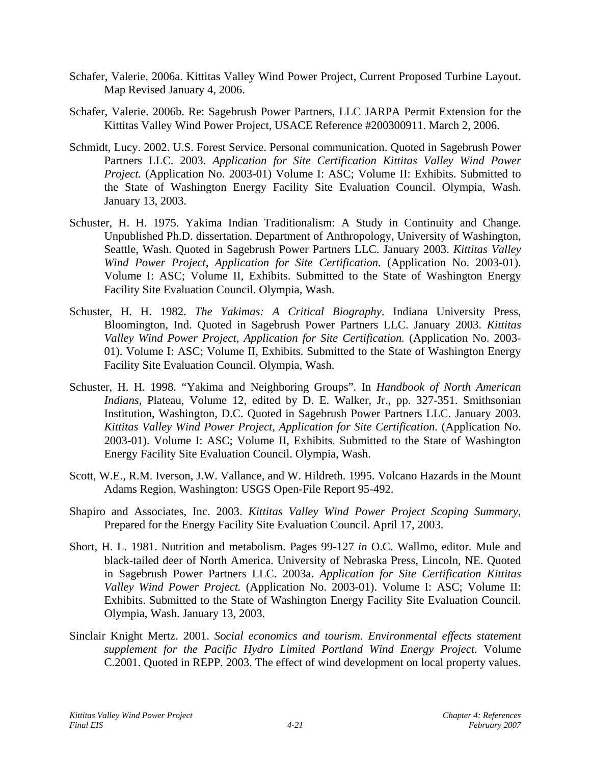Schafer, Valerie. 2006a. Kittitas Valley Wind Power Project, Current Proposed Turbine Layout. Map Revised January 4, 2006.

Schafer, Valerie. 2006b. Re: Sagebrush Power Partners, LLC JARPA Permit Extension for the Kittitas Valley Wind Power Project, USACE Reference #200300911. March 2, 2006.

Schmidt, Lucy. 2002. U.S. Forest Service. Personal communication. Quoted in Sagebrush Power Partners LLC. 2003. *Application for Site Certification Kittitas Valley Wind Power Project.* (Application No. 2003-01) Volume I: ASC; Volume II: Exhibits. Submitted to the State of Washington Energy Facility Site Evaluation Council. Olympia, Wash. January 13, 2003.

Schuster, H. H. 1975. Yakima Indian Traditionalism: A Study in Continuity and Change. Unpublished Ph.D. dissertation. Department of Anthropology, University of Washington, Seattle, Wash. Quoted in Sagebrush Power Partners LLC. January 2003. *Kittitas Valley Wind Power Project, Application for Site Certification.* (Application No. 2003-01). Volume I: ASC; Volume II, Exhibits. Submitted to the State of Washington Energy Facility Site Evaluation Council. Olympia, Wash.

Schuster, H. H. 1982. *The Yakimas: A Critical Biography*. Indiana University Press, Bloomington, Ind. Quoted in Sagebrush Power Partners LLC. January 2003. *Kittitas Valley Wind Power Project, Application for Site Certification.* (Application No. 2003-01). Volume I: ASC; Volume II, Exhibits. Submitted to the State of Washington Energy Facility Site Evaluation Council. Olympia, Wash.

Schuster, H. H. 1998. "Yakima and Neighboring Groups". In *Handbook of North American Indians*, Plateau, Volume 12, edited by D. E. Walker, Jr., pp. 327-351. Smithsonian Institution, Washington, D.C. Quoted in Sagebrush Power Partners LLC. January 2003. *Kittitas Valley Wind Power Project, Application for Site Certification.* (Application No. 2003-01). Volume I: ASC; Volume II, Exhibits. Submitted to the State of Washington Energy Facility Site Evaluation Council. Olympia, Wash.

Scott, W.E., R.M. Iverson, J.W. Vallance, and W. Hildreth. 1995. Volcano Hazards in the Mount Adams Region, Washington: USGS Open-File Report 95-492.

Shapiro and Associates, Inc. 2003. *Kittitas Valley Wind Power Project Scoping Summary*, Prepared for the Energy Facility Site Evaluation Council. April 17, 2003.

Short, H. L. 1981. Nutrition and metabolism. Pages 99-127 *in* O.C. Wallmo, editor. Mule and black-tailed deer of North America. University of Nebraska Press, Lincoln, NE. Quoted in Sagebrush Power Partners LLC. 2003a. *Application for Site Certification Kittitas Valley Wind Power Project.* (Application No. 2003-01). Volume I: ASC; Volume II: Exhibits. Submitted to the State of Washington Energy Facility Site Evaluation Council. Olympia, Wash. January 13, 2003.

Sinclair Knight Mertz. 2001. *Social economics and tourism. Environmental effects statement supplement for the Pacific Hydro Limited Portland Wind Energy Project*. Volume C.2001. Quoted in REPP. 2003. The effect of wind development on local property values.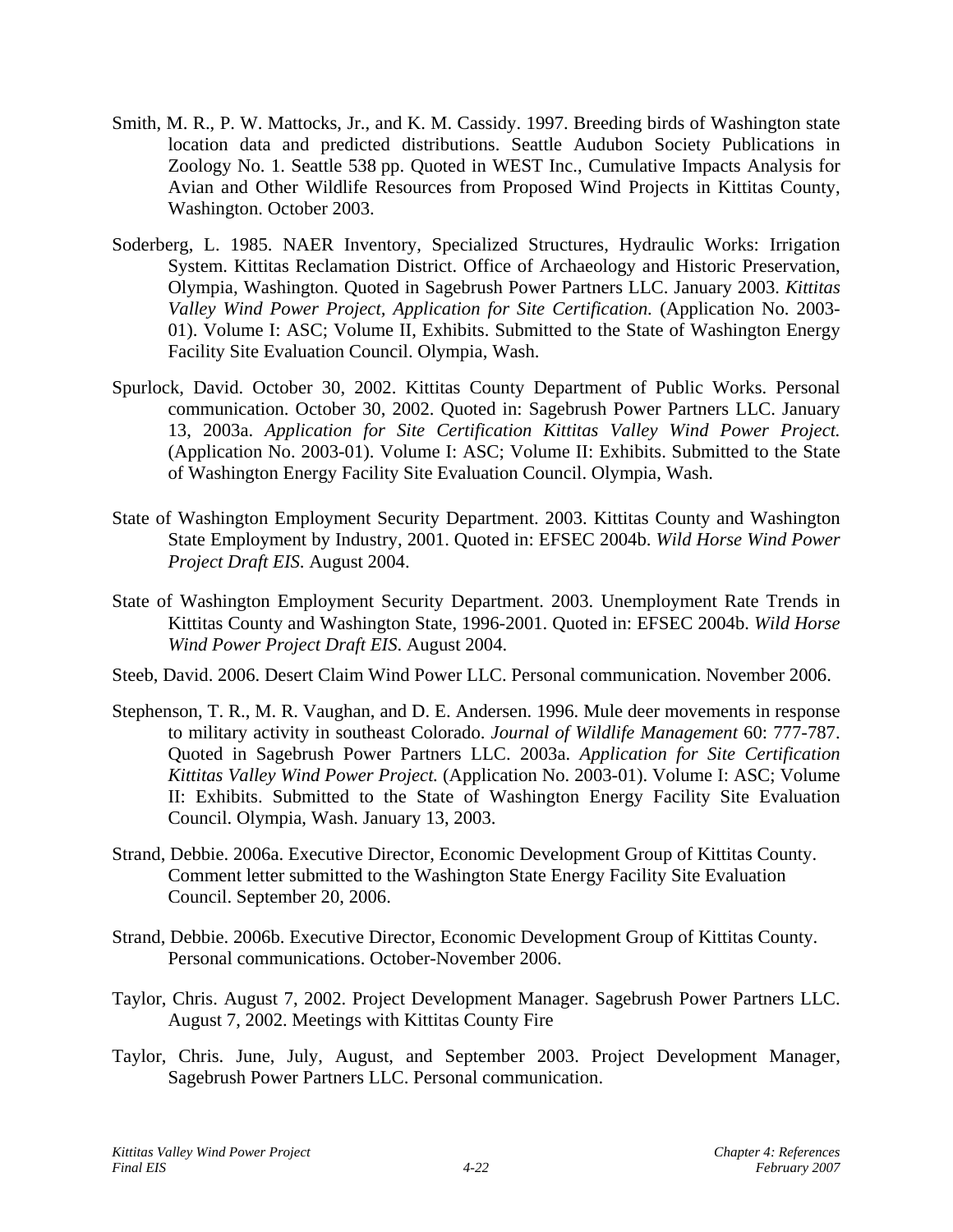Smith, M. R., P. W. Mattocks, Jr., and K. M. Cassidy. 1997. Breeding birds of Washington state location data and predicted distributions. Seattle Audubon Society Publications in Zoology No. 1. Seattle 538 pp. Quoted in WEST Inc., Cumulative Impacts Analysis for Avian and Other Wildlife Resources from Proposed Wind Projects in Kittitas County, Washington. October 2003.

Soderberg, L. 1985. NAER Inventory, Specialized Structures, Hydraulic Works: Irrigation System. Kittitas Reclamation District. Office of Archaeology and Historic Preservation, Olympia, Washington. Quoted in Sagebrush Power Partners LLC. January 2003. *Kittitas Valley Wind Power Project, Application for Site Certification.* (Application No. 2003-01). Volume I: ASC; Volume II, Exhibits. Submitted to the State of Washington Energy Facility Site Evaluation Council. Olympia, Wash.

Spurlock, David. October 30, 2002. Kittitas County Department of Public Works. Personal communication. October 30, 2002. Quoted in: Sagebrush Power Partners LLC. January 13, 2003a. *Application for Site Certification Kittitas Valley Wind Power Project.* (Application No. 2003-01). Volume I: ASC; Volume II: Exhibits. Submitted to the State of Washington Energy Facility Site Evaluation Council. Olympia, Wash.

State of Washington Employment Security Department. 2003. Kittitas County and Washington State Employment by Industry, 2001. Quoted in: EFSEC 2004b. *Wild Horse Wind Power Project Draft EIS*. August 2004.

State of Washington Employment Security Department. 2003. Unemployment Rate Trends in Kittitas County and Washington State, 1996-2001. Quoted in: EFSEC 2004b. *Wild Horse Wind Power Project Draft EIS*. August 2004.

Steeb, David. 2006. Desert Claim Wind Power LLC. Personal communication. November 2006.

Stephenson, T. R., M. R. Vaughan, and D. E. Andersen. 1996. Mule deer movements in response to military activity in southeast Colorado. *Journal of Wildlife Management* 60: 777-787. Quoted in Sagebrush Power Partners LLC. 2003a. *Application for Site Certification Kittitas Valley Wind Power Project.* (Application No. 2003-01). Volume I: ASC; Volume II: Exhibits. Submitted to the State of Washington Energy Facility Site Evaluation Council. Olympia, Wash. January 13, 2003.

Strand, Debbie. 2006a. Executive Director, Economic Development Group of Kittitas County. Comment letter submitted to the Washington State Energy Facility Site Evaluation Council. September 20, 2006.

Strand, Debbie. 2006b. Executive Director, Economic Development Group of Kittitas County. Personal communications. October-November 2006.

Taylor, Chris. August 7, 2002. Project Development Manager. Sagebrush Power Partners LLC. August 7, 2002. Meetings with Kittitas County Fire

Taylor, Chris. June, July, August, and September 2003. Project Development Manager, Sagebrush Power Partners LLC. Personal communication.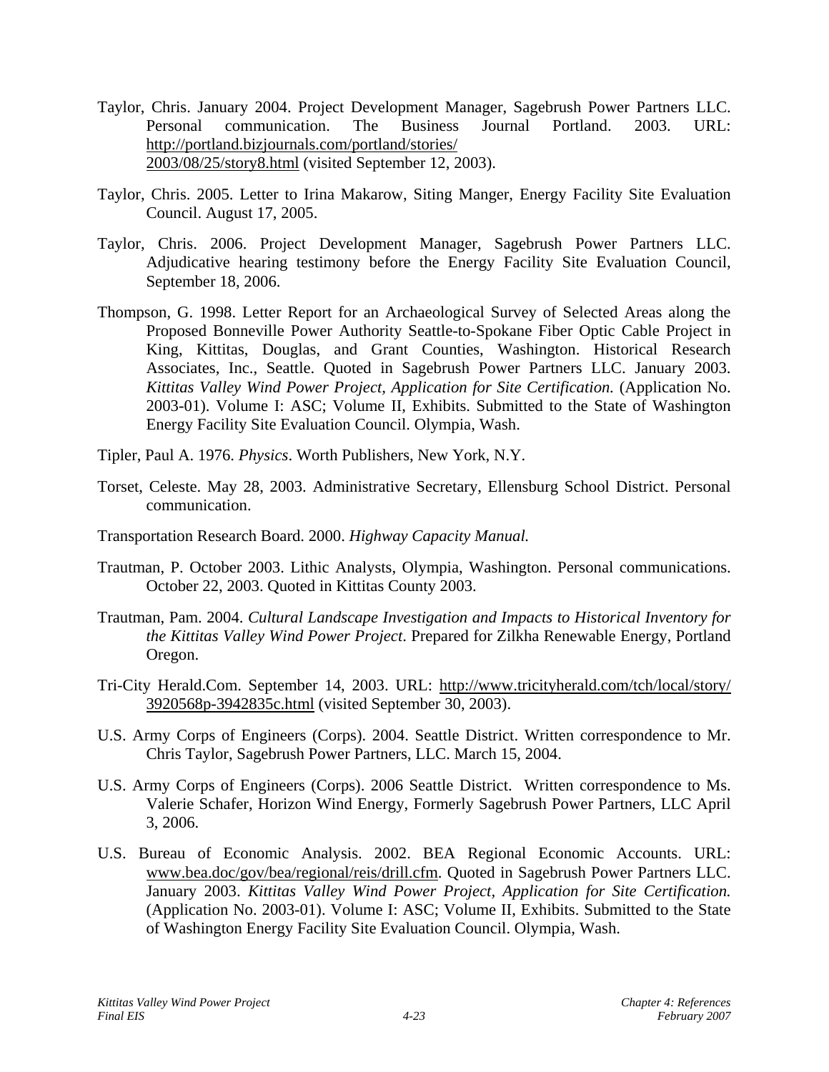Taylor, Chris. January 2004. Project Development Manager, Sagebrush Power Partners LLC. Personal communication. The Business Journal Portland. 2003. URL: http://portland.bizjournals.com/portland/stories/2003/08/25/story8.html (visited September 12, 2003).

Taylor, Chris. 2005. Letter to Irina Makarow, Siting Manger, Energy Facility Site Evaluation Council. August 17, 2005.

Taylor, Chris. 2006. Project Development Manager, Sagebrush Power Partners LLC. Adjudicative hearing testimony before the Energy Facility Site Evaluation Council, September 18, 2006.

Thompson, G. 1998. Letter Report for an Archaeological Survey of Selected Areas along the Proposed Bonneville Power Authority Seattle-to-Spokane Fiber Optic Cable Project in King, Kittitas, Douglas, and Grant Counties, Washington. Historical Research Associates, Inc., Seattle. Quoted in Sagebrush Power Partners LLC. January 2003. *Kittitas Valley Wind Power Project, Application for Site Certification.* (Application No. 2003-01). Volume I: ASC; Volume II, Exhibits. Submitted to the State of Washington Energy Facility Site Evaluation Council. Olympia, Wash.

Tipler, Paul A. 1976. *Physics*. Worth Publishers, New York, N.Y.

Torset, Celeste. May 28, 2003. Administrative Secretary, Ellensburg School District. Personal communication.

Transportation Research Board. 2000. *Highway Capacity Manual.*

Trautman, P. October 2003. Lithic Analysts, Olympia, Washington. Personal communications. October 22, 2003. Quoted in Kittitas County 2003.

Trautman, Pam. 2004. *Cultural Landscape Investigation and Impacts to Historical Inventory for the Kittitas Valley Wind Power Project*. Prepared for Zilkha Renewable Energy, Portland Oregon.

Tri-City Herald.Com. September 14, 2003. URL: http://www.tricityherald.com/tch/local/story/3920568p-3942835c.html (visited September 30, 2003).

U.S. Army Corps of Engineers (Corps). 2004. Seattle District. Written correspondence to Mr. Chris Taylor, Sagebrush Power Partners, LLC. March 15, 2004.

U.S. Army Corps of Engineers (Corps). 2006 Seattle District. Written correspondence to Ms. Valerie Schafer, Horizon Wind Energy, Formerly Sagebrush Power Partners, LLC April 3, 2006.

U.S. Bureau of Economic Analysis. 2002. BEA Regional Economic Accounts. URL: www.bea.doc/gov/bea/regional/reis/drill.cfm. Quoted in Sagebrush Power Partners LLC. January 2003. *Kittitas Valley Wind Power Project, Application for Site Certification.* (Application No. 2003-01). Volume I: ASC; Volume II, Exhibits. Submitted to the State of Washington Energy Facility Site Evaluation Council. Olympia, Wash.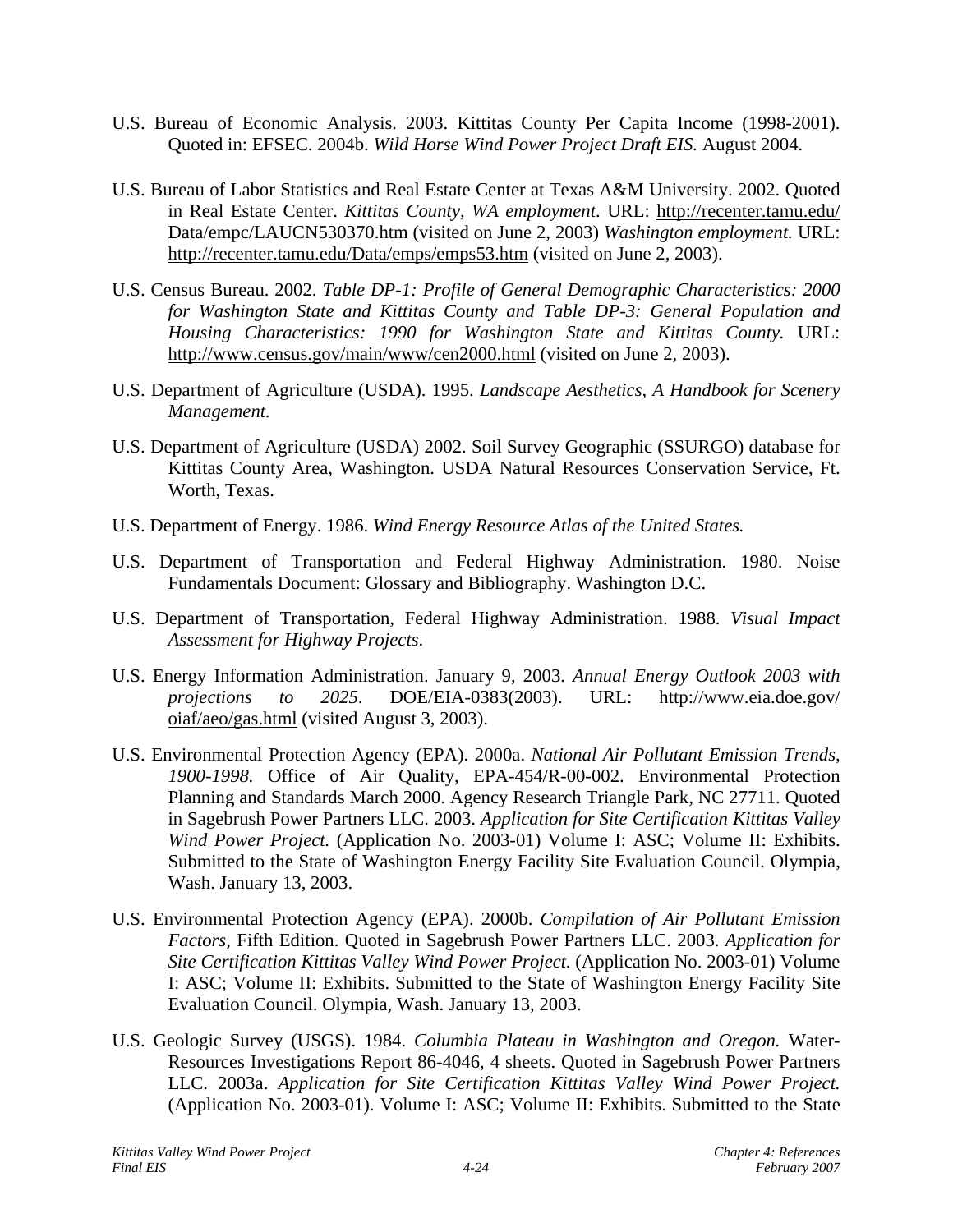U.S. Bureau of Economic Analysis. 2003. Kittitas County Per Capita Income (1998-2001). Quoted in: EFSEC. 2004b. *Wild Horse Wind Power Project Draft EIS.* August 2004.

U.S. Bureau of Labor Statistics and Real Estate Center at Texas A&M University. 2002. Quoted in Real Estate Center. *Kittitas County, WA employment*. URL: http://recenter.tamu.edu/Data/empc/LAUCN530370.htm (visited on June 2, 2003) *Washington employment.* URL: http://recenter.tamu.edu/Data/emps/emps53.htm (visited on June 2, 2003).

U.S. Census Bureau. 2002. *Table DP-1: Profile of General Demographic Characteristics: 2000 for Washington State and Kittitas County and Table DP-3: General Population and Housing Characteristics: 1990 for Washington State and Kittitas County.* URL: http://www.census.gov/main/www/cen2000.html (visited on June 2, 2003).

U.S. Department of Agriculture (USDA). 1995. *Landscape Aesthetics, A Handbook for Scenery Management.*

U.S. Department of Agriculture (USDA) 2002. Soil Survey Geographic (SSURGO) database for Kittitas County Area, Washington. USDA Natural Resources Conservation Service, Ft. Worth, Texas.

U.S. Department of Energy. 1986. *Wind Energy Resource Atlas of the United States.*

U.S. Department of Transportation and Federal Highway Administration. 1980. Noise Fundamentals Document: Glossary and Bibliography. Washington D.C.

U.S. Department of Transportation, Federal Highway Administration. 1988. *Visual Impact Assessment for Highway Projects*.

U.S. Energy Information Administration. January 9, 2003. *Annual Energy Outlook 2003 with projections to 2025*. DOE/EIA-0383(2003). URL: http://www.eia.doe.gov/oiaf/aeo/gas.html (visited August 3, 2003).

U.S. Environmental Protection Agency (EPA). 2000a. *National Air Pollutant Emission Trends, 1900-1998.* Office of Air Quality, EPA-454/R-00-002. Environmental Protection Planning and Standards March 2000. Agency Research Triangle Park, NC 27711. Quoted in Sagebrush Power Partners LLC. 2003. *Application for Site Certification Kittitas Valley Wind Power Project.* (Application No. 2003-01) Volume I: ASC; Volume II: Exhibits. Submitted to the State of Washington Energy Facility Site Evaluation Council. Olympia, Wash. January 13, 2003.

U.S. Environmental Protection Agency (EPA). 2000b. *Compilation of Air Pollutant Emission Factors*, Fifth Edition. Quoted in Sagebrush Power Partners LLC. 2003. *Application for Site Certification Kittitas Valley Wind Power Project.* (Application No. 2003-01) Volume I: ASC; Volume II: Exhibits. Submitted to the State of Washington Energy Facility Site Evaluation Council. Olympia, Wash. January 13, 2003.

U.S. Geologic Survey (USGS). 1984. *Columbia Plateau in Washington and Oregon.* Water-Resources Investigations Report 86-4046, 4 sheets. Quoted in Sagebrush Power Partners LLC. 2003a. *Application for Site Certification Kittitas Valley Wind Power Project.* (Application No. 2003-01). Volume I: ASC; Volume II: Exhibits. Submitted to the State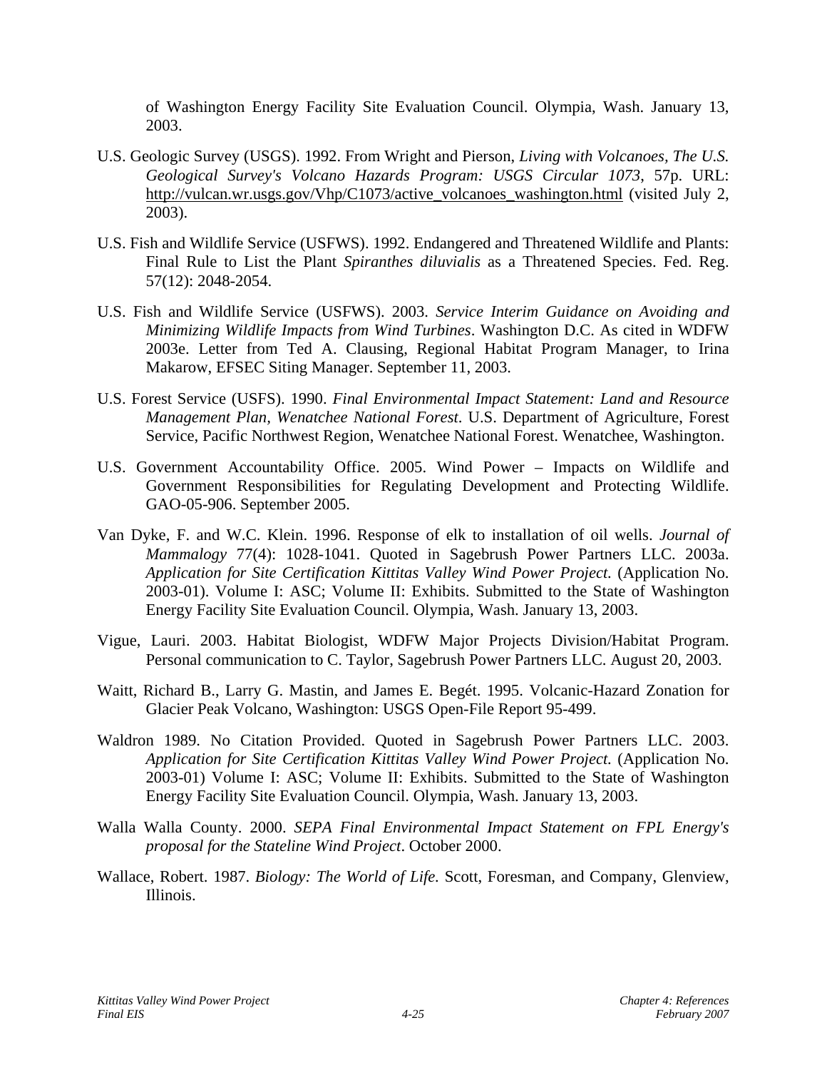of Washington Energy Facility Site Evaluation Council. Olympia, Wash. January 13, 2003.

U.S. Geologic Survey (USGS). 1992. From Wright and Pierson, *Living with Volcanoes, The U.S. Geological Survey's Volcano Hazards Program: USGS Circular 1073*, 57p. URL: http://vulcan.wr.usgs.gov/Vhp/C1073/active_volcanoes_washington.html (visited July 2, 2003).

U.S. Fish and Wildlife Service (USFWS). 1992. Endangered and Threatened Wildlife and Plants: Final Rule to List the Plant *Spiranthes diluvialis* as a Threatened Species. Fed. Reg. 57(12): 2048-2054.

U.S. Fish and Wildlife Service (USFWS). 2003. *Service Interim Guidance on Avoiding and Minimizing Wildlife Impacts from Wind Turbines*. Washington D.C. As cited in WDFW 2003e. Letter from Ted A. Clausing, Regional Habitat Program Manager, to Irina Makarow, EFSEC Siting Manager. September 11, 2003.

U.S. Forest Service (USFS). 1990. *Final Environmental Impact Statement: Land and Resource Management Plan, Wenatchee National Forest*. U.S. Department of Agriculture, Forest Service, Pacific Northwest Region, Wenatchee National Forest. Wenatchee, Washington.

U.S. Government Accountability Office. 2005. Wind Power – Impacts on Wildlife and Government Responsibilities for Regulating Development and Protecting Wildlife. GAO-05-906. September 2005.

Van Dyke, F. and W.C. Klein. 1996. Response of elk to installation of oil wells. *Journal of Mammalogy* 77(4): 1028-1041. Quoted in Sagebrush Power Partners LLC. 2003a. *Application for Site Certification Kittitas Valley Wind Power Project.* (Application No. 2003-01). Volume I: ASC; Volume II: Exhibits. Submitted to the State of Washington Energy Facility Site Evaluation Council. Olympia, Wash. January 13, 2003.

Vigue, Lauri. 2003. Habitat Biologist, WDFW Major Projects Division/Habitat Program. Personal communication to C. Taylor, Sagebrush Power Partners LLC. August 20, 2003.

Waitt, Richard B., Larry G. Mastin, and James E. Begét. 1995. Volcanic-Hazard Zonation for Glacier Peak Volcano, Washington: USGS Open-File Report 95-499.

Waldron 1989. No Citation Provided. Quoted in Sagebrush Power Partners LLC. 2003. *Application for Site Certification Kittitas Valley Wind Power Project.* (Application No. 2003-01) Volume I: ASC; Volume II: Exhibits. Submitted to the State of Washington Energy Facility Site Evaluation Council. Olympia, Wash. January 13, 2003.

Walla Walla County. 2000. *SEPA Final Environmental Impact Statement on FPL Energy's proposal for the Stateline Wind Project*. October 2000.

Wallace, Robert. 1987. *Biology: The World of Life.* Scott, Foresman, and Company, Glenview, Illinois.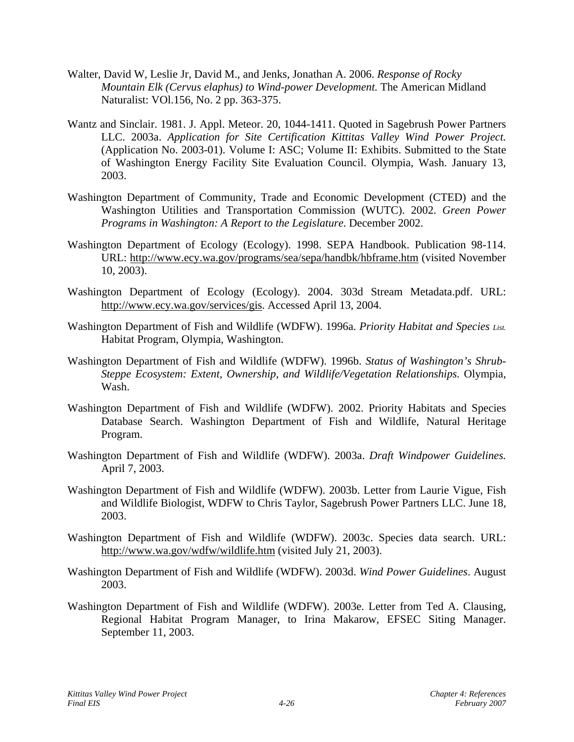Walter, David W, Leslie Jr, David M., and Jenks, Jonathan A. 2006. *Response of Rocky Mountain Elk (Cervus elaphus) to Wind-power Development.* The American Midland Naturalist: VOl.156, No. 2 pp. 363-375.

Wantz and Sinclair. 1981. J. Appl. Meteor. 20, 1044-1411. Quoted in Sagebrush Power Partners LLC. 2003a. *Application for Site Certification Kittitas Valley Wind Power Project.* (Application No. 2003-01). Volume I: ASC; Volume II: Exhibits. Submitted to the State of Washington Energy Facility Site Evaluation Council. Olympia, Wash. January 13, 2003.

Washington Department of Community, Trade and Economic Development (CTED) and the Washington Utilities and Transportation Commission (WUTC). 2002. *Green Power Programs in Washington: A Report to the Legislature*. December 2002.

Washington Department of Ecology (Ecology). 1998. SEPA Handbook. Publication 98-114. URL: http://www.ecy.wa.gov/programs/sea/sepa/handbk/hbframe.htm (visited November 10, 2003).

Washington Department of Ecology (Ecology). 2004. 303d Stream Metadata.pdf. URL: http://www.ecy.wa.gov/services/gis. Accessed April 13, 2004.

Washington Department of Fish and Wildlife (WDFW). 1996a. *Priority Habitat and Species List.* Habitat Program, Olympia, Washington.

Washington Department of Fish and Wildlife (WDFW). 1996b. *Status of Washington's Shrub-Steppe Ecosystem: Extent, Ownership, and Wildlife/Vegetation Relationships.* Olympia, Wash.

Washington Department of Fish and Wildlife (WDFW). 2002. Priority Habitats and Species Database Search. Washington Department of Fish and Wildlife, Natural Heritage Program.

Washington Department of Fish and Wildlife (WDFW). 2003a. *Draft Windpower Guidelines.* April 7, 2003.

Washington Department of Fish and Wildlife (WDFW). 2003b. Letter from Laurie Vigue, Fish and Wildlife Biologist, WDFW to Chris Taylor, Sagebrush Power Partners LLC. June 18, 2003.

Washington Department of Fish and Wildlife (WDFW). 2003c. Species data search. URL: http://www.wa.gov/wdfw/wildlife.htm (visited July 21, 2003).

Washington Department of Fish and Wildlife (WDFW). 2003d. *Wind Power Guidelines*. August 2003.

Washington Department of Fish and Wildlife (WDFW). 2003e. Letter from Ted A. Clausing, Regional Habitat Program Manager, to Irina Makarow, EFSEC Siting Manager. September 11, 2003.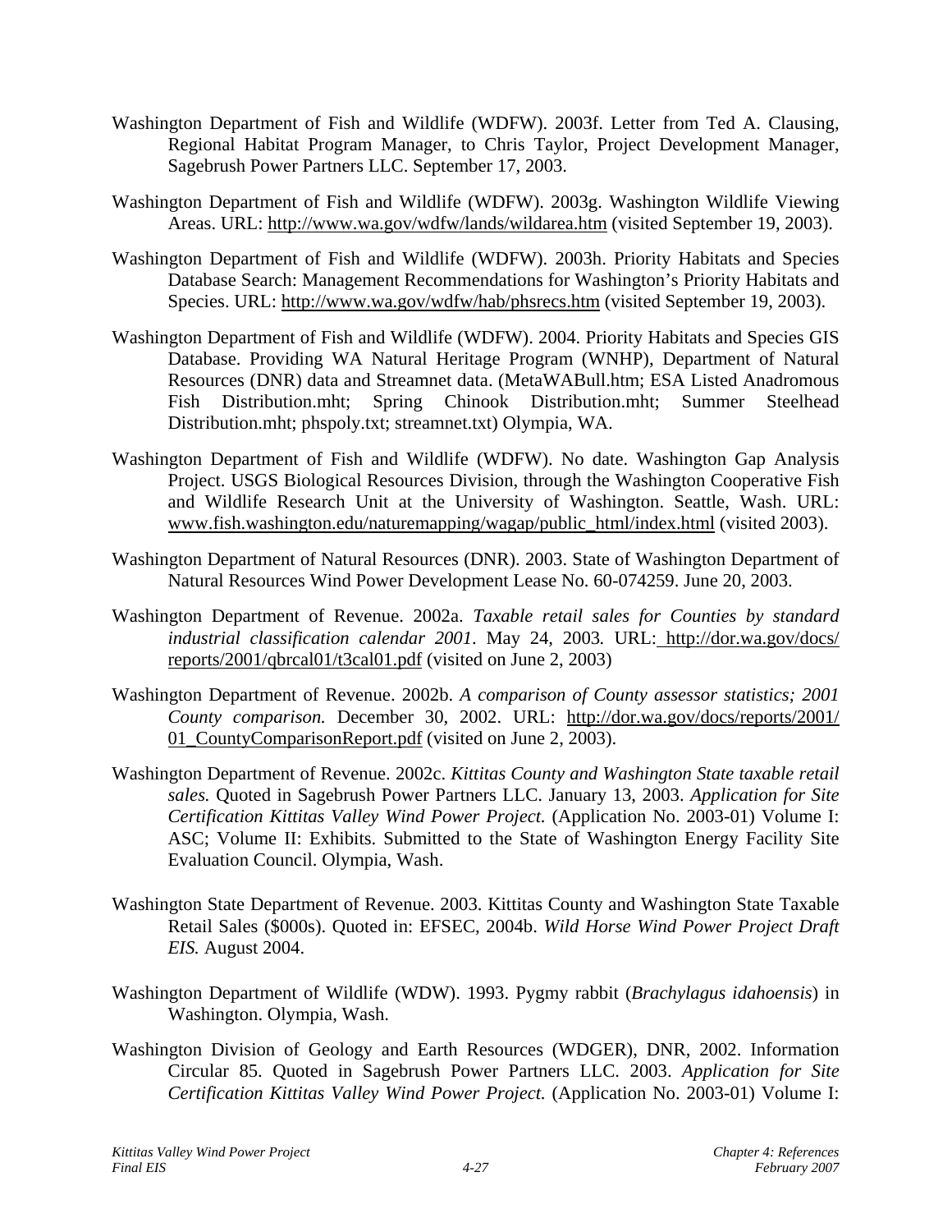Washington Department of Fish and Wildlife (WDFW). 2003f. Letter from Ted A. Clausing, Regional Habitat Program Manager, to Chris Taylor, Project Development Manager, Sagebrush Power Partners LLC. September 17, 2003.

Washington Department of Fish and Wildlife (WDFW). 2003g. Washington Wildlife Viewing Areas. URL: http://www.wa.gov/wdfw/lands/wildarea.htm (visited September 19, 2003).

Washington Department of Fish and Wildlife (WDFW). 2003h. Priority Habitats and Species Database Search: Management Recommendations for Washington's Priority Habitats and Species. URL: http://www.wa.gov/wdfw/hab/phsrecs.htm (visited September 19, 2003).

Washington Department of Fish and Wildlife (WDFW). 2004. Priority Habitats and Species GIS Database. Providing WA Natural Heritage Program (WNHP), Department of Natural Resources (DNR) data and Streamnet data. (MetaWABull.htm; ESA Listed Anadromous Fish Distribution.mht; Spring Chinook Distribution.mht; Summer Steelhead Distribution.mht; phspoly.txt; streamnet.txt) Olympia, WA.

Washington Department of Fish and Wildlife (WDFW). No date. Washington Gap Analysis Project. USGS Biological Resources Division, through the Washington Cooperative Fish and Wildlife Research Unit at the University of Washington. Seattle, Wash. URL: www.fish.washington.edu/naturemapping/wagap/public_html/index.html (visited 2003).

Washington Department of Natural Resources (DNR). 2003. State of Washington Department of Natural Resources Wind Power Development Lease No. 60-074259. June 20, 2003.

Washington Department of Revenue. 2002a. *Taxable retail sales for Counties by standard industrial classification calendar 2001*. May 24, 2003*.* URL: http://dor.wa.gov/docs/reports/2001/qbrcal01/t3cal01.pdf (visited on June 2, 2003)

Washington Department of Revenue. 2002b. *A comparison of County assessor statistics; 2001 County comparison.* December 30, 2002. URL: http://dor.wa.gov/docs/reports/2001/01_CountyComparisonReport.pdf (visited on June 2, 2003).

Washington Department of Revenue. 2002c. *Kittitas County and Washington State taxable retail sales.* Quoted in Sagebrush Power Partners LLC. January 13, 2003. *Application for Site Certification Kittitas Valley Wind Power Project.* (Application No. 2003-01) Volume I: ASC; Volume II: Exhibits. Submitted to the State of Washington Energy Facility Site Evaluation Council. Olympia, Wash.

Washington State Department of Revenue. 2003. Kittitas County and Washington State Taxable Retail Sales ($000s). Quoted in: EFSEC, 2004b. *Wild Horse Wind Power Project Draft EIS.* August 2004.

Washington Department of Wildlife (WDW). 1993. Pygmy rabbit (*Brachylagus idahoensis*) in Washington. Olympia, Wash.

Washington Division of Geology and Earth Resources (WDGER), DNR, 2002. Information Circular 85. Quoted in Sagebrush Power Partners LLC. 2003. *Application for Site Certification Kittitas Valley Wind Power Project.* (Application No. 2003-01) Volume I: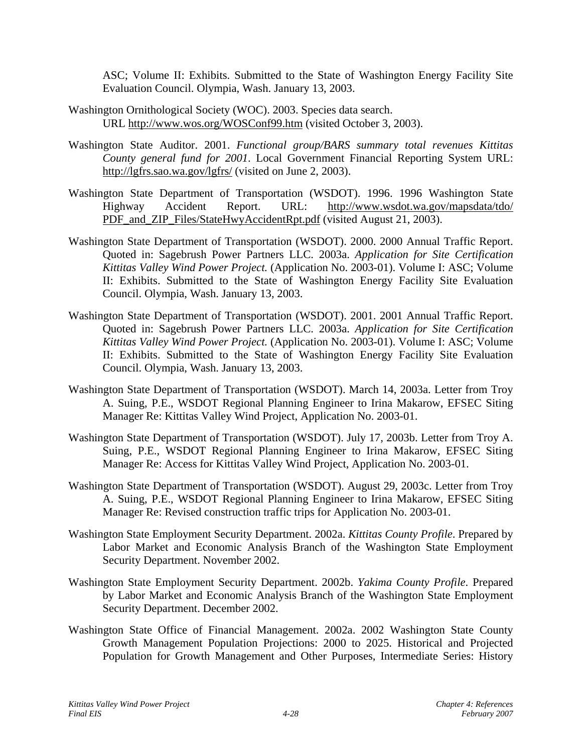ASC; Volume II: Exhibits. Submitted to the State of Washington Energy Facility Site Evaluation Council. Olympia, Wash. January 13, 2003.

Washington Ornithological Society (WOC). 2003. Species data search. URL http://www.wos.org/WOSConf99.htm (visited October 3, 2003).

Washington State Auditor. 2001. *Functional group/BARS summary total revenues Kittitas County general fund for 2001*. Local Government Financial Reporting System URL: http://lgfrs.sao.wa.gov/lgfrs/ (visited on June 2, 2003).

Washington State Department of Transportation (WSDOT). 1996. 1996 Washington State Highway Accident Report. URL: http://www.wsdot.wa.gov/mapsdata/tdo/PDF_and_ZIP_Files/StateHwyAccidentRpt.pdf (visited August 21, 2003).

Washington State Department of Transportation (WSDOT). 2000. 2000 Annual Traffic Report. Quoted in: Sagebrush Power Partners LLC. 2003a. *Application for Site Certification Kittitas Valley Wind Power Project.* (Application No. 2003-01). Volume I: ASC; Volume II: Exhibits. Submitted to the State of Washington Energy Facility Site Evaluation Council. Olympia, Wash. January 13, 2003.

Washington State Department of Transportation (WSDOT). 2001. 2001 Annual Traffic Report. Quoted in: Sagebrush Power Partners LLC. 2003a. *Application for Site Certification Kittitas Valley Wind Power Project.* (Application No. 2003-01). Volume I: ASC; Volume II: Exhibits. Submitted to the State of Washington Energy Facility Site Evaluation Council. Olympia, Wash. January 13, 2003.

Washington State Department of Transportation (WSDOT). March 14, 2003a. Letter from Troy A. Suing, P.E., WSDOT Regional Planning Engineer to Irina Makarow, EFSEC Siting Manager Re: Kittitas Valley Wind Project, Application No. 2003-01.

Washington State Department of Transportation (WSDOT). July 17, 2003b. Letter from Troy A. Suing, P.E., WSDOT Regional Planning Engineer to Irina Makarow, EFSEC Siting Manager Re: Access for Kittitas Valley Wind Project, Application No. 2003-01.

Washington State Department of Transportation (WSDOT). August 29, 2003c. Letter from Troy A. Suing, P.E., WSDOT Regional Planning Engineer to Irina Makarow, EFSEC Siting Manager Re: Revised construction traffic trips for Application No. 2003-01.

Washington State Employment Security Department. 2002a. *Kittitas County Profile*. Prepared by Labor Market and Economic Analysis Branch of the Washington State Employment Security Department. November 2002.

Washington State Employment Security Department. 2002b. *Yakima County Profile*. Prepared by Labor Market and Economic Analysis Branch of the Washington State Employment Security Department. December 2002.

Washington State Office of Financial Management. 2002a. 2002 Washington State County Growth Management Population Projections: 2000 to 2025. Historical and Projected Population for Growth Management and Other Purposes, Intermediate Series: History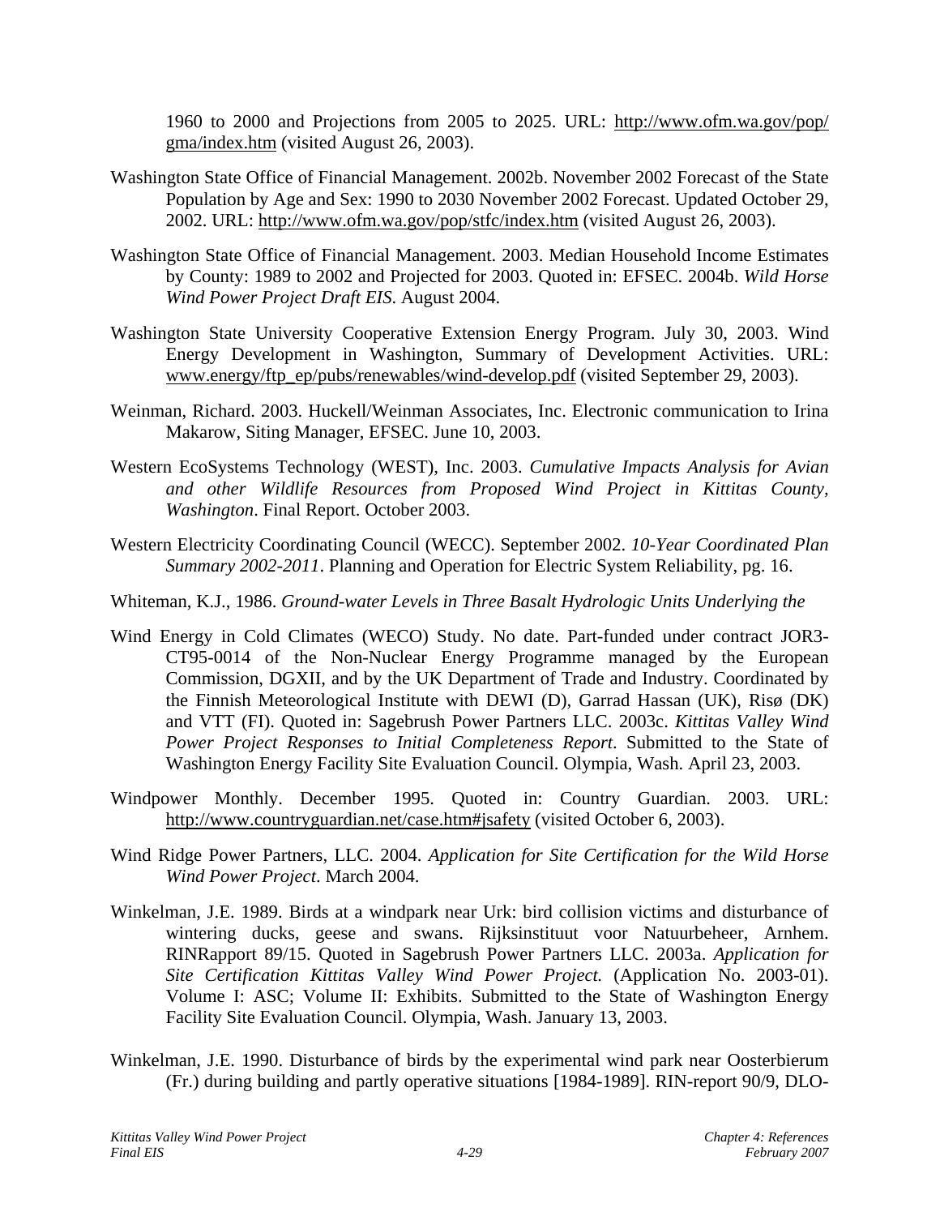1960 to 2000 and Projections from 2005 to 2025. URL: http://www.ofm.wa.gov/pop/gma/index.htm (visited August 26, 2003).

Washington State Office of Financial Management. 2002b. November 2002 Forecast of the State Population by Age and Sex: 1990 to 2030 November 2002 Forecast. Updated October 29, 2002. URL: http://www.ofm.wa.gov/pop/stfc/index.htm (visited August 26, 2003).

Washington State Office of Financial Management. 2003. Median Household Income Estimates by County: 1989 to 2002 and Projected for 2003. Quoted in: EFSEC. 2004b. *Wild Horse Wind Power Project Draft EIS*. August 2004.

Washington State University Cooperative Extension Energy Program. July 30, 2003. Wind Energy Development in Washington, Summary of Development Activities. URL: www.energy/ftp_ep/pubs/renewables/wind-develop.pdf (visited September 29, 2003).

Weinman, Richard. 2003. Huckell/Weinman Associates, Inc. Electronic communication to Irina Makarow, Siting Manager, EFSEC. June 10, 2003.

Western EcoSystems Technology (WEST), Inc. 2003. *Cumulative Impacts Analysis for Avian and other Wildlife Resources from Proposed Wind Project in Kittitas County, Washington*. Final Report. October 2003.

Western Electricity Coordinating Council (WECC). September 2002. *10-Year Coordinated Plan Summary 2002-2011*. Planning and Operation for Electric System Reliability, pg. 16.

Whiteman, K.J., 1986. *Ground-water Levels in Three Basalt Hydrologic Units Underlying the*

Wind Energy in Cold Climates (WECO) Study. No date. Part-funded under contract JOR3-CT95-0014 of the Non-Nuclear Energy Programme managed by the European Commission, DGXII, and by the UK Department of Trade and Industry. Coordinated by the Finnish Meteorological Institute with DEWI (D), Garrad Hassan (UK), Risø (DK) and VTT (FI). Quoted in: Sagebrush Power Partners LLC. 2003c. *Kittitas Valley Wind Power Project Responses to Initial Completeness Report*. Submitted to the State of Washington Energy Facility Site Evaluation Council. Olympia, Wash. April 23, 2003.

Windpower Monthly. December 1995. Quoted in: Country Guardian. 2003. URL: http://www.countryguardian.net/case.htm#jsafety (visited October 6, 2003).

Wind Ridge Power Partners, LLC. 2004. *Application for Site Certification for the Wild Horse Wind Power Project*. March 2004.

Winkelman, J.E. 1989. Birds at a windpark near Urk: bird collision victims and disturbance of wintering ducks, geese and swans. Rijksinstituut voor Natuurbeheer, Arnhem. RINRapport 89/15. Quoted in Sagebrush Power Partners LLC. 2003a. *Application for Site Certification Kittitas Valley Wind Power Project.* (Application No. 2003-01). Volume I: ASC; Volume II: Exhibits. Submitted to the State of Washington Energy Facility Site Evaluation Council. Olympia, Wash. January 13, 2003.

Winkelman, J.E. 1990. Disturbance of birds by the experimental wind park near Oosterbierum (Fr.) during building and partly operative situations [1984-1989]. RIN-report 90/9, DLO-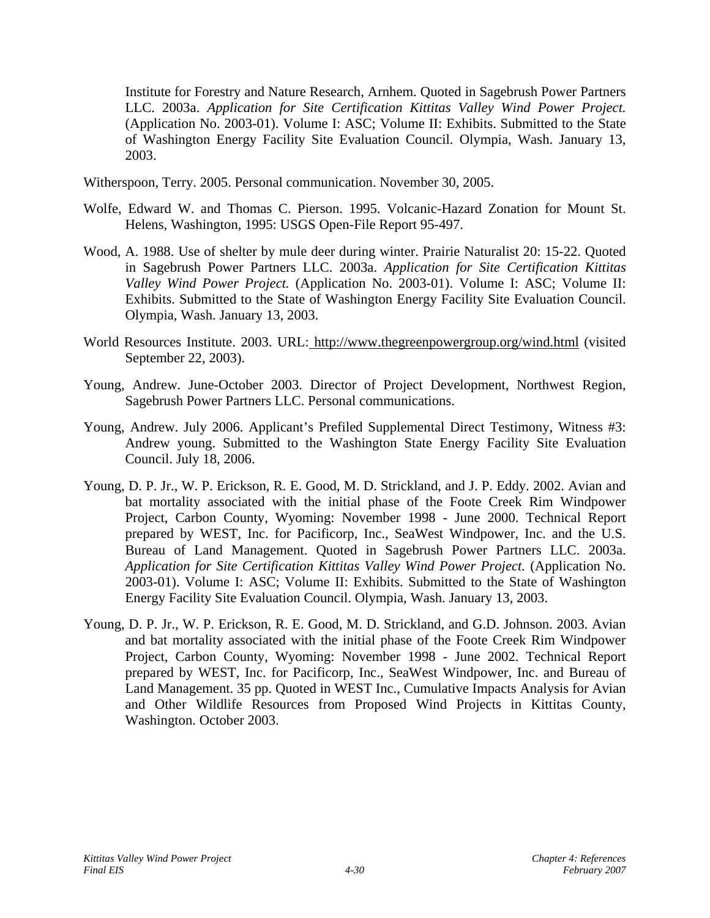Institute for Forestry and Nature Research, Arnhem. Quoted in Sagebrush Power Partners LLC. 2003a. *Application for Site Certification Kittitas Valley Wind Power Project.* (Application No. 2003-01). Volume I: ASC; Volume II: Exhibits. Submitted to the State of Washington Energy Facility Site Evaluation Council. Olympia, Wash. January 13, 2003.

Witherspoon, Terry. 2005. Personal communication. November 30, 2005.

Wolfe, Edward W. and Thomas C. Pierson. 1995. Volcanic-Hazard Zonation for Mount St. Helens, Washington, 1995: USGS Open-File Report 95-497.

Wood, A. 1988. Use of shelter by mule deer during winter. Prairie Naturalist 20: 15-22. Quoted in Sagebrush Power Partners LLC. 2003a. *Application for Site Certification Kittitas Valley Wind Power Project.* (Application No. 2003-01). Volume I: ASC; Volume II: Exhibits. Submitted to the State of Washington Energy Facility Site Evaluation Council. Olympia, Wash. January 13, 2003.

World Resources Institute. 2003. URL: http://www.thegreenpowergroup.org/wind.html (visited September 22, 2003).

Young, Andrew. June-October 2003. Director of Project Development, Northwest Region, Sagebrush Power Partners LLC. Personal communications.

Young, Andrew. July 2006. Applicant's Prefiled Supplemental Direct Testimony, Witness #3: Andrew young. Submitted to the Washington State Energy Facility Site Evaluation Council. July 18, 2006.

Young, D. P. Jr., W. P. Erickson, R. E. Good, M. D. Strickland, and J. P. Eddy. 2002. Avian and bat mortality associated with the initial phase of the Foote Creek Rim Windpower Project, Carbon County, Wyoming: November 1998 - June 2000. Technical Report prepared by WEST, Inc. for Pacificorp, Inc., SeaWest Windpower, Inc. and the U.S. Bureau of Land Management. Quoted in Sagebrush Power Partners LLC. 2003a. *Application for Site Certification Kittitas Valley Wind Power Project.* (Application No. 2003-01). Volume I: ASC; Volume II: Exhibits. Submitted to the State of Washington Energy Facility Site Evaluation Council. Olympia, Wash. January 13, 2003.

Young, D. P. Jr., W. P. Erickson, R. E. Good, M. D. Strickland, and G.D. Johnson. 2003. Avian and bat mortality associated with the initial phase of the Foote Creek Rim Windpower Project, Carbon County, Wyoming: November 1998 - June 2002. Technical Report prepared by WEST, Inc. for Pacificorp, Inc., SeaWest Windpower, Inc. and Bureau of Land Management. 35 pp. Quoted in WEST Inc., Cumulative Impacts Analysis for Avian and Other Wildlife Resources from Proposed Wind Projects in Kittitas County, Washington. October 2003.